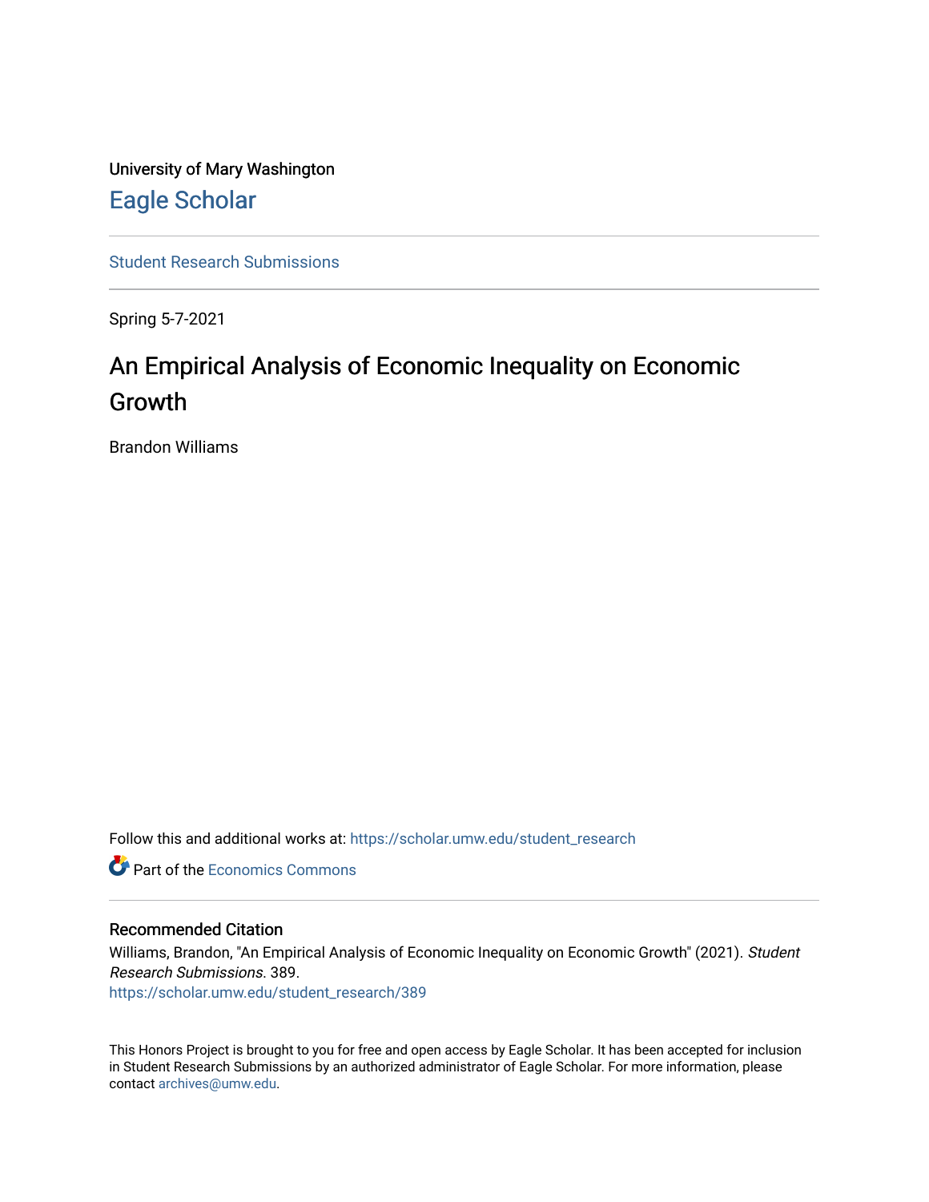University of Mary Washington

Eagle Scholar

Student Research Submissions

Spring 5-7-2021

# An Empirical Analysis of Economic Inequality on Economic Growth

Brandon Williams

Follow this and additional works at: https://scholar.umw.edu/student_research

Part of the Economics Commons

## Recommended Citation

Williams, Brandon, "An Empirical Analysis of Economic Inequality on Economic Growth" (2021). *Student Research Submissions*. 389.
https://scholar.umw.edu/student_research/389

This Honors Project is brought to you for free and open access by Eagle Scholar. It has been accepted for inclusion in Student Research Submissions by an authorized administrator of Eagle Scholar. For more information, please contact archives@umw.edu.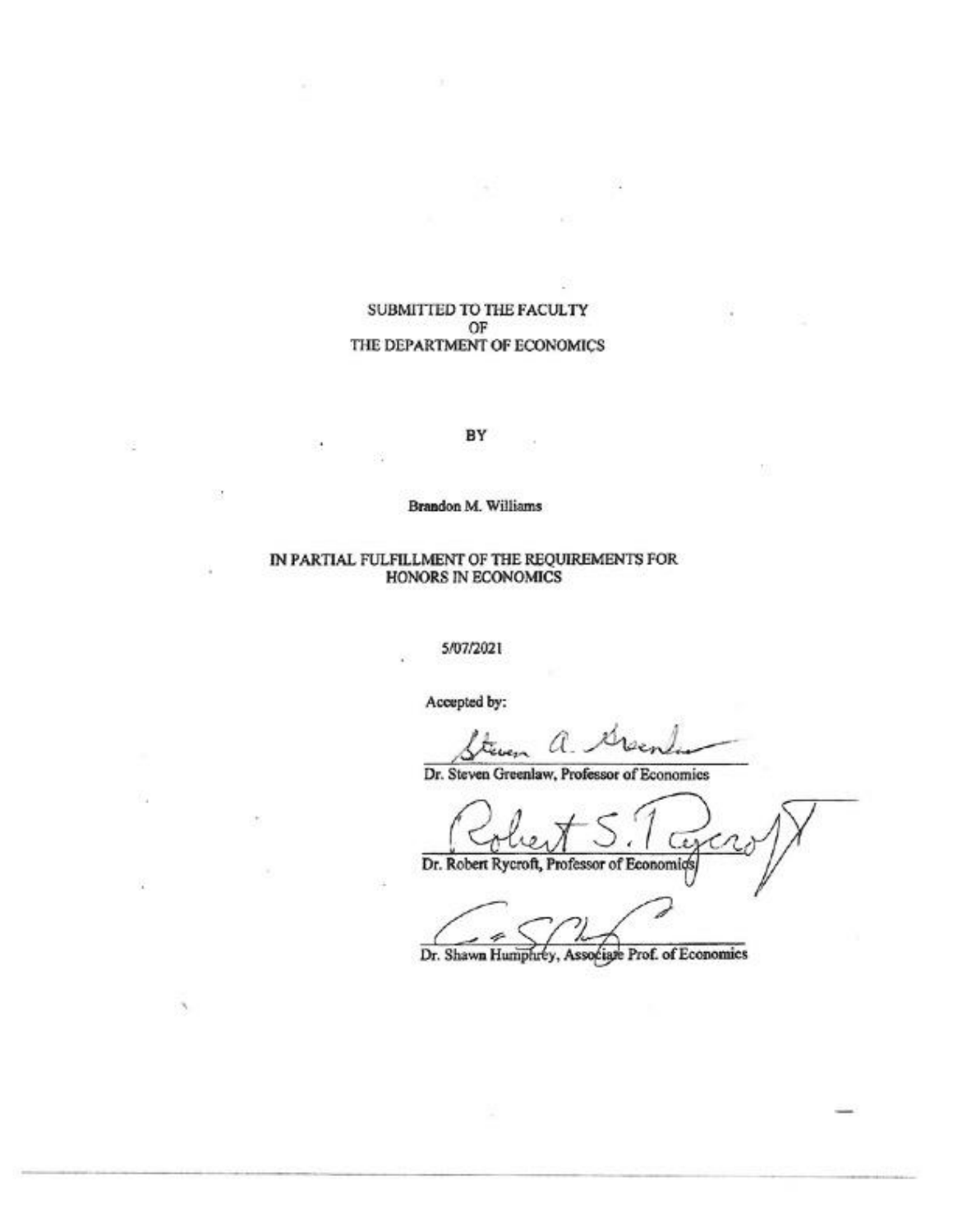SUBMITTED TO THE FACULTY
OF
THE DEPARTMENT OF ECONOMICS

BY

Brandon M. Williams

IN PARTIAL FULFILLMENT OF THE REQUIREMENTS FOR
HONORS IN ECONOMICS

5/07/2021

Accepted by:

Dr. Steven Greenlaw, Professor of Economics

Dr. Robert Rycroft, Professor of Economics

Dr. Shawn Humphrey, Associate Prof. of Economics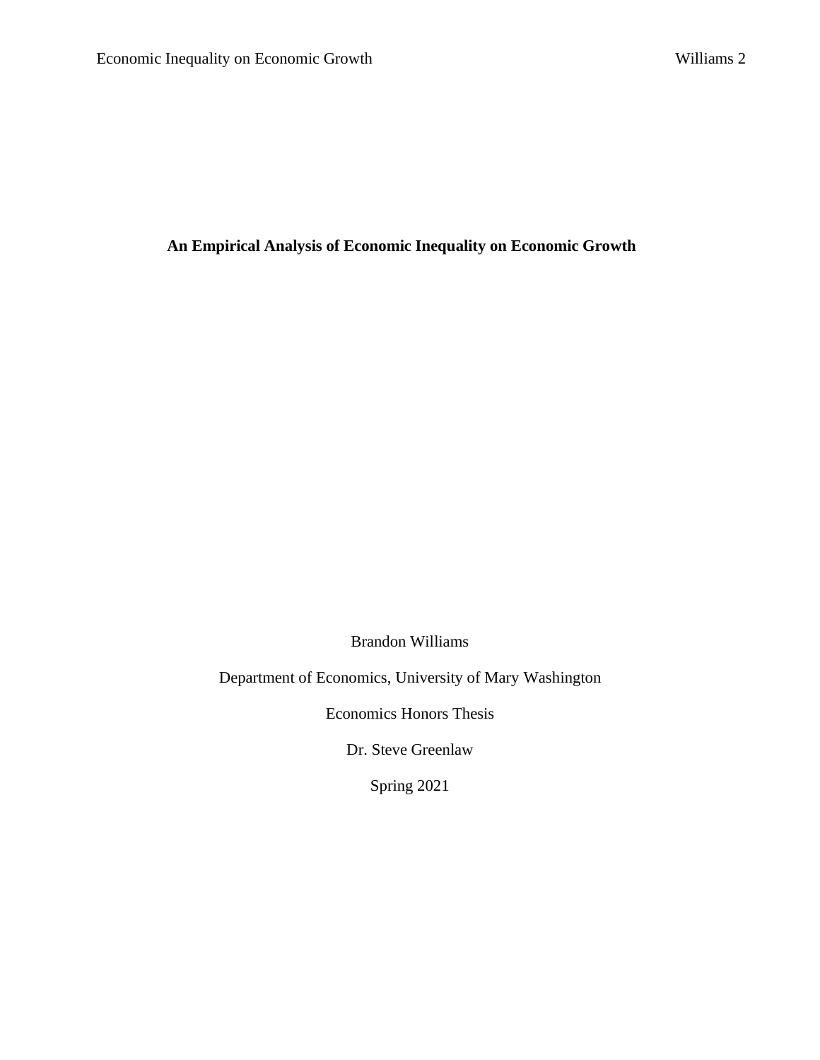**An Empirical Analysis of Economic Inequality on Economic Growth**

Brandon Williams

Department of Economics, University of Mary Washington

Economics Honors Thesis

Dr. Steve Greenlaw

Spring 2021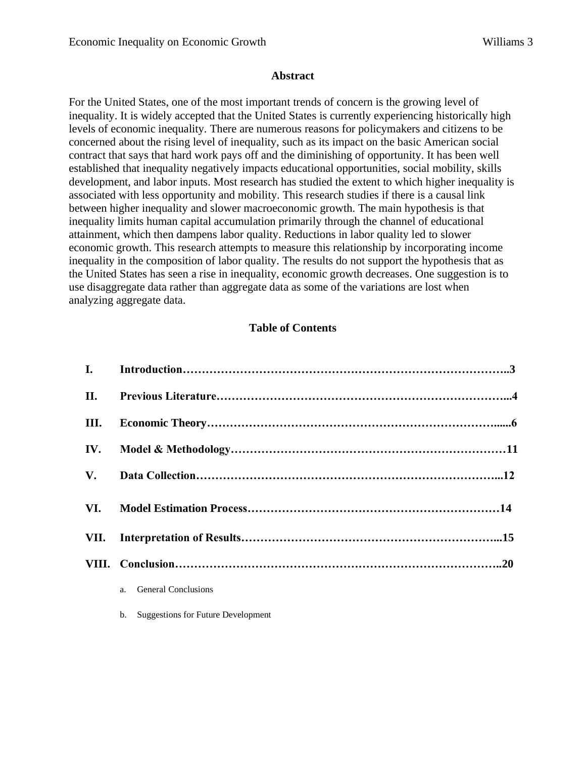## Abstract

For the United States, one of the most important trends of concern is the growing level of inequality. It is widely accepted that the United States is currently experiencing historically high levels of economic inequality. There are numerous reasons for policymakers and citizens to be concerned about the rising level of inequality, such as its impact on the basic American social contract that says that hard work pays off and the diminishing of opportunity. It has been well established that inequality negatively impacts educational opportunities, social mobility, skills development, and labor inputs. Most research has studied the extent to which higher inequality is associated with less opportunity and mobility. This research studies if there is a causal link between higher inequality and slower macroeconomic growth. The main hypothesis is that inequality limits human capital accumulation primarily through the channel of educational attainment, which then dampens labor quality. Reductions in labor quality led to slower economic growth. This research attempts to measure this relationship by incorporating income inequality in the composition of labor quality. The results do not support the hypothesis that as the United States has seen a rise in inequality, economic growth decreases. One suggestion is to use disaggregate data rather than aggregate data as some of the variations are lost when analyzing aggregate data.

## Table of Contents

- **I. Introduction……………………………………………………………………..3**
- **II. Previous Literature………………………………………………………………...4**
- **III. Economic Theory………………………………………………………………......6**
- **IV. Model & Methodology……………………………………………………………11**
- **V. Data Collection…………………………………………………………………...12**
- **VI. Model Estimation Process………………………………………………………14**
- **VII. Interpretation of Results………………………………………………………...15**
- **VIII. Conclusion…………………………………………………………………………..20**
  - a. General Conclusions
  - b. Suggestions for Future Development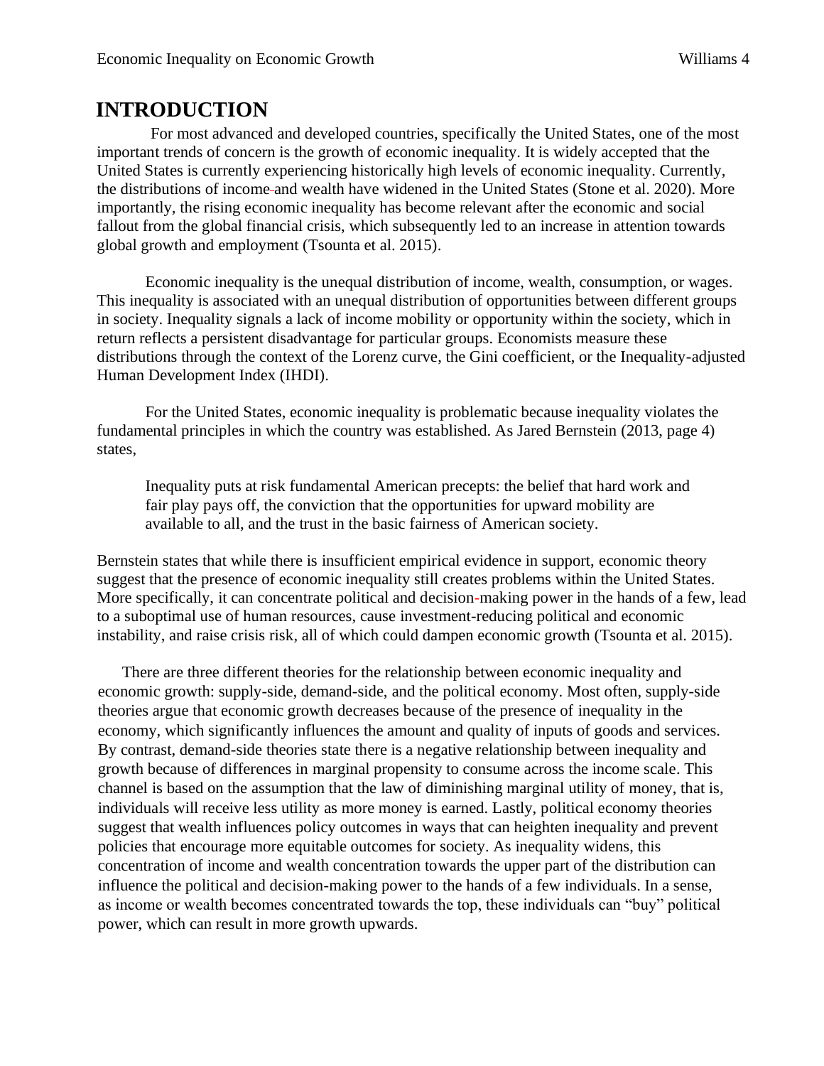# INTRODUCTION

For most advanced and developed countries, specifically the United States, one of the most important trends of concern is the growth of economic inequality. It is widely accepted that the United States is currently experiencing historically high levels of economic inequality. Currently, the distributions of income and wealth have widened in the United States (Stone et al. 2020). More importantly, the rising economic inequality has become relevant after the economic and social fallout from the global financial crisis, which subsequently led to an increase in attention towards global growth and employment (Tsounta et al. 2015).

Economic inequality is the unequal distribution of income, wealth, consumption, or wages. This inequality is associated with an unequal distribution of opportunities between different groups in society. Inequality signals a lack of income mobility or opportunity within the society, which in return reflects a persistent disadvantage for particular groups. Economists measure these distributions through the context of the Lorenz curve, the Gini coefficient, or the Inequality-adjusted Human Development Index (IHDI).

For the United States, economic inequality is problematic because inequality violates the fundamental principles in which the country was established. As Jared Bernstein (2013, page 4) states,

> Inequality puts at risk fundamental American precepts: the belief that hard work and fair play pays off, the conviction that the opportunities for upward mobility are available to all, and the trust in the basic fairness of American society.

Bernstein states that while there is insufficient empirical evidence in support, economic theory suggest that the presence of economic inequality still creates problems within the United States. More specifically, it can concentrate political and decision-making power in the hands of a few, lead to a suboptimal use of human resources, cause investment-reducing political and economic instability, and raise crisis risk, all of which could dampen economic growth (Tsounta et al. 2015).

There are three different theories for the relationship between economic inequality and economic growth: supply-side, demand-side, and the political economy. Most often, supply-side theories argue that economic growth decreases because of the presence of inequality in the economy, which significantly influences the amount and quality of inputs of goods and services. By contrast, demand-side theories state there is a negative relationship between inequality and growth because of differences in marginal propensity to consume across the income scale. This channel is based on the assumption that the law of diminishing marginal utility of money, that is, individuals will receive less utility as more money is earned. Lastly, political economy theories suggest that wealth influences policy outcomes in ways that can heighten inequality and prevent policies that encourage more equitable outcomes for society. As inequality widens, this concentration of income and wealth concentration towards the upper part of the distribution can influence the political and decision-making power to the hands of a few individuals. In a sense, as income or wealth becomes concentrated towards the top, these individuals can "buy" political power, which can result in more growth upwards.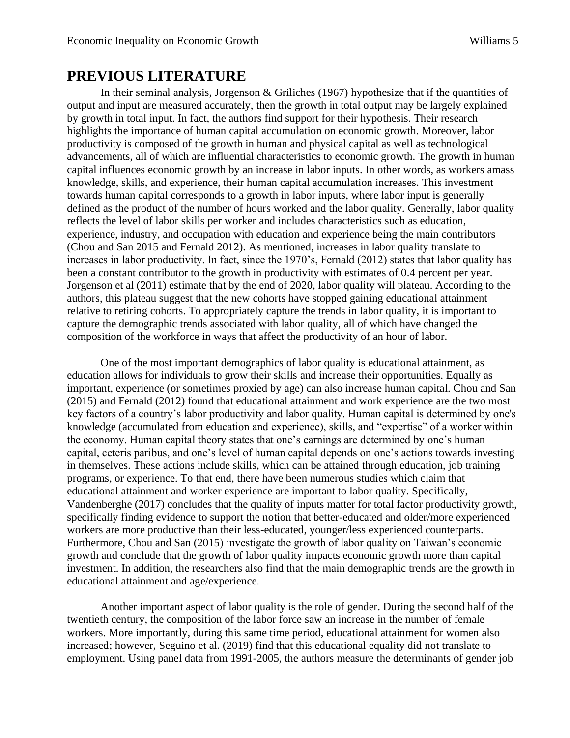# PREVIOUS LITERATURE

In their seminal analysis, Jorgenson & Griliches (1967) hypothesize that if the quantities of output and input are measured accurately, then the growth in total output may be largely explained by growth in total input. In fact, the authors find support for their hypothesis. Their research highlights the importance of human capital accumulation on economic growth. Moreover, labor productivity is composed of the growth in human and physical capital as well as technological advancements, all of which are influential characteristics to economic growth. The growth in human capital influences economic growth by an increase in labor inputs. In other words, as workers amass knowledge, skills, and experience, their human capital accumulation increases. This investment towards human capital corresponds to a growth in labor inputs, where labor input is generally defined as the product of the number of hours worked and the labor quality. Generally, labor quality reflects the level of labor skills per worker and includes characteristics such as education, experience, industry, and occupation with education and experience being the main contributors (Chou and San 2015 and Fernald 2012). As mentioned, increases in labor quality translate to increases in labor productivity. In fact, since the 1970's, Fernald (2012) states that labor quality has been a constant contributor to the growth in productivity with estimates of 0.4 percent per year. Jorgenson et al (2011) estimate that by the end of 2020, labor quality will plateau. According to the authors, this plateau suggest that the new cohorts have stopped gaining educational attainment relative to retiring cohorts. To appropriately capture the trends in labor quality, it is important to capture the demographic trends associated with labor quality, all of which have changed the composition of the workforce in ways that affect the productivity of an hour of labor.

One of the most important demographics of labor quality is educational attainment, as education allows for individuals to grow their skills and increase their opportunities. Equally as important, experience (or sometimes proxied by age) can also increase human capital. Chou and San (2015) and Fernald (2012) found that educational attainment and work experience are the two most key factors of a country's labor productivity and labor quality. Human capital is determined by one's knowledge (accumulated from education and experience), skills, and "expertise" of a worker within the economy. Human capital theory states that one's earnings are determined by one's human capital, ceteris paribus, and one's level of human capital depends on one's actions towards investing in themselves. These actions include skills, which can be attained through education, job training programs, or experience. To that end, there have been numerous studies which claim that educational attainment and worker experience are important to labor quality. Specifically, Vandenberghe (2017) concludes that the quality of inputs matter for total factor productivity growth, specifically finding evidence to support the notion that better-educated and older/more experienced workers are more productive than their less-educated, younger/less experienced counterparts. Furthermore, Chou and San (2015) investigate the growth of labor quality on Taiwan's economic growth and conclude that the growth of labor quality impacts economic growth more than capital investment. In addition, the researchers also find that the main demographic trends are the growth in educational attainment and age/experience.

Another important aspect of labor quality is the role of gender. During the second half of the twentieth century, the composition of the labor force saw an increase in the number of female workers. More importantly, during this same time period, educational attainment for women also increased; however, Seguino et al. (2019) find that this educational equality did not translate to employment. Using panel data from 1991-2005, the authors measure the determinants of gender job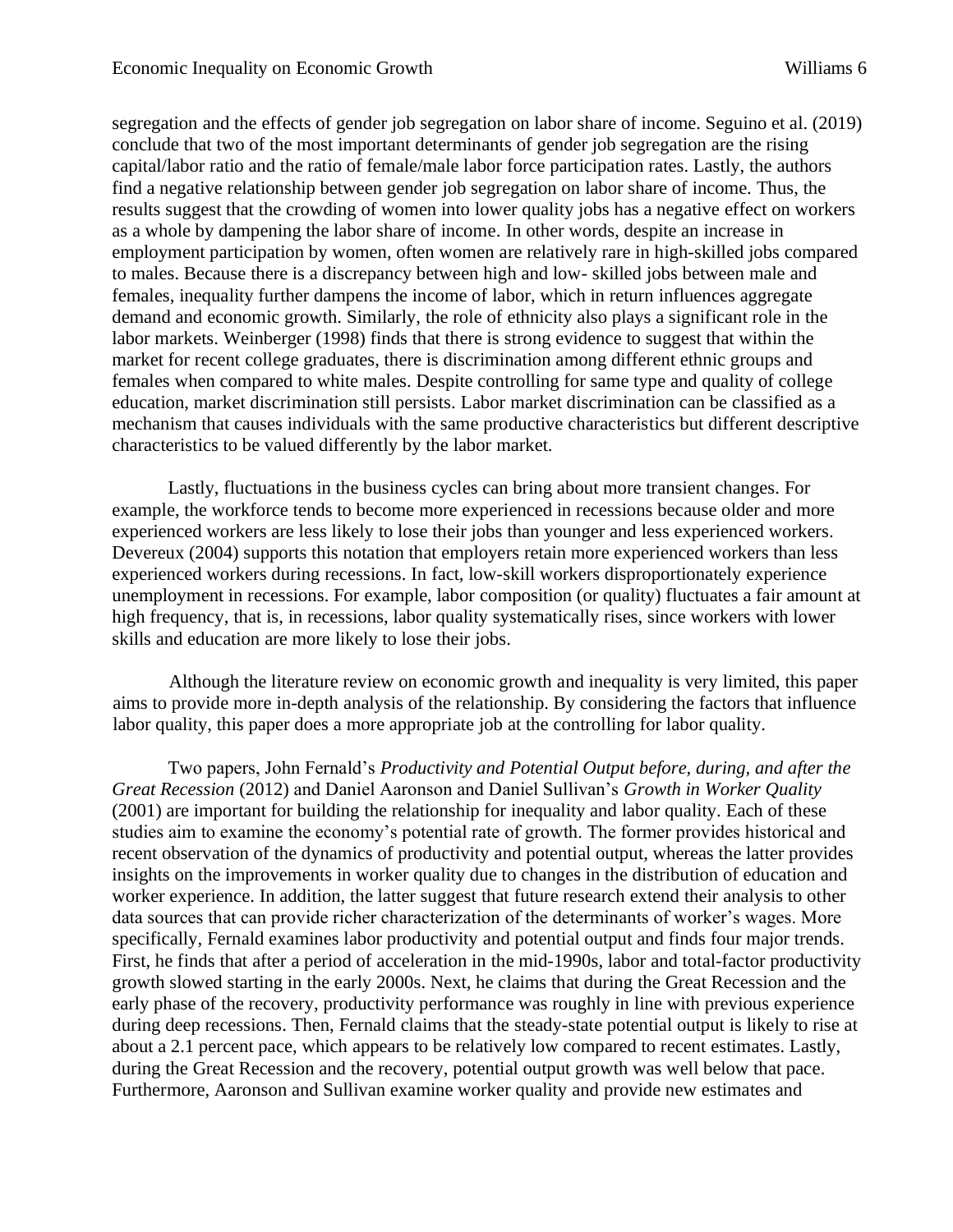segregation and the effects of gender job segregation on labor share of income. Seguino et al. (2019) conclude that two of the most important determinants of gender job segregation are the rising capital/labor ratio and the ratio of female/male labor force participation rates. Lastly, the authors find a negative relationship between gender job segregation on labor share of income. Thus, the results suggest that the crowding of women into lower quality jobs has a negative effect on workers as a whole by dampening the labor share of income. In other words, despite an increase in employment participation by women, often women are relatively rare in high-skilled jobs compared to males. Because there is a discrepancy between high and low- skilled jobs between male and females, inequality further dampens the income of labor, which in return influences aggregate demand and economic growth. Similarly, the role of ethnicity also plays a significant role in the labor markets. Weinberger (1998) finds that there is strong evidence to suggest that within the market for recent college graduates, there is discrimination among different ethnic groups and females when compared to white males. Despite controlling for same type and quality of college education, market discrimination still persists. Labor market discrimination can be classified as a mechanism that causes individuals with the same productive characteristics but different descriptive characteristics to be valued differently by the labor market.

Lastly, fluctuations in the business cycles can bring about more transient changes. For example, the workforce tends to become more experienced in recessions because older and more experienced workers are less likely to lose their jobs than younger and less experienced workers. Devereux (2004) supports this notation that employers retain more experienced workers than less experienced workers during recessions. In fact, low-skill workers disproportionately experience unemployment in recessions. For example, labor composition (or quality) fluctuates a fair amount at high frequency, that is, in recessions, labor quality systematically rises, since workers with lower skills and education are more likely to lose their jobs.

Although the literature review on economic growth and inequality is very limited, this paper aims to provide more in-depth analysis of the relationship. By considering the factors that influence labor quality, this paper does a more appropriate job at the controlling for labor quality.

Two papers, John Fernald's *Productivity and Potential Output before, during, and after the Great Recession* (2012) and Daniel Aaronson and Daniel Sullivan's *Growth in Worker Quality* (2001) are important for building the relationship for inequality and labor quality. Each of these studies aim to examine the economy's potential rate of growth. The former provides historical and recent observation of the dynamics of productivity and potential output, whereas the latter provides insights on the improvements in worker quality due to changes in the distribution of education and worker experience. In addition, the latter suggest that future research extend their analysis to other data sources that can provide richer characterization of the determinants of worker's wages. More specifically, Fernald examines labor productivity and potential output and finds four major trends. First, he finds that after a period of acceleration in the mid-1990s, labor and total-factor productivity growth slowed starting in the early 2000s. Next, he claims that during the Great Recession and the early phase of the recovery, productivity performance was roughly in line with previous experience during deep recessions. Then, Fernald claims that the steady-state potential output is likely to rise at about a 2.1 percent pace, which appears to be relatively low compared to recent estimates. Lastly, during the Great Recession and the recovery, potential output growth was well below that pace. Furthermore, Aaronson and Sullivan examine worker quality and provide new estimates and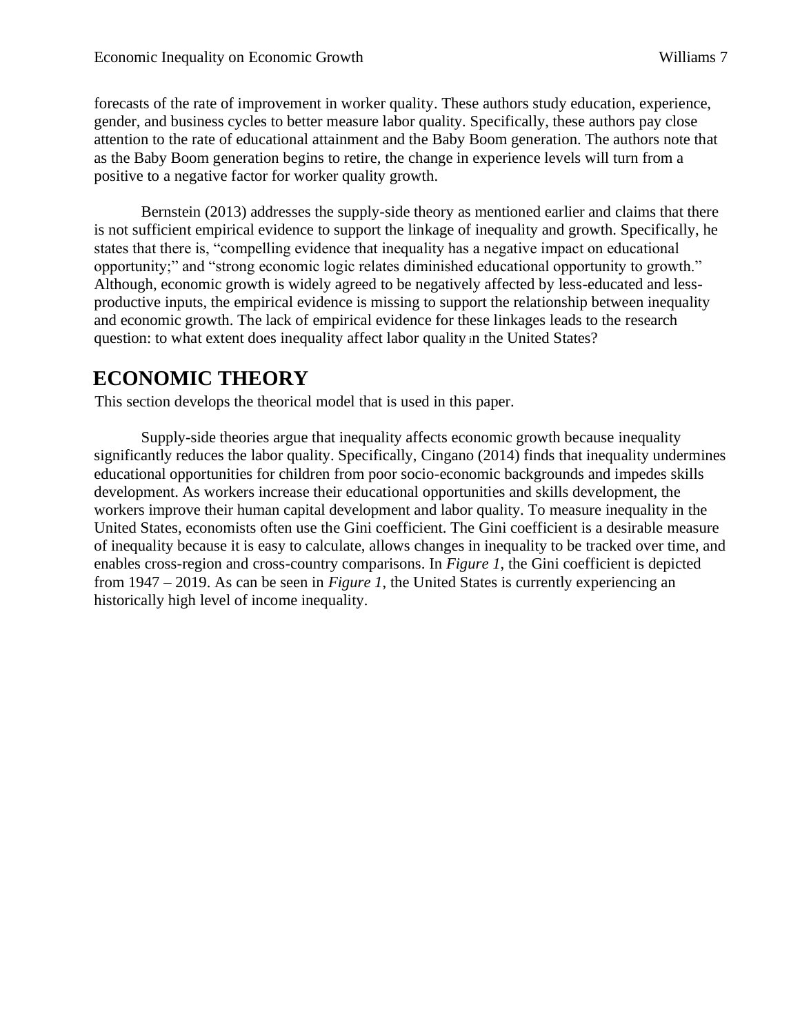forecasts of the rate of improvement in worker quality. These authors study education, experience, gender, and business cycles to better measure labor quality. Specifically, these authors pay close attention to the rate of educational attainment and the Baby Boom generation. The authors note that as the Baby Boom generation begins to retire, the change in experience levels will turn from a positive to a negative factor for worker quality growth.

Bernstein (2013) addresses the supply-side theory as mentioned earlier and claims that there is not sufficient empirical evidence to support the linkage of inequality and growth. Specifically, he states that there is, "compelling evidence that inequality has a negative impact on educational opportunity;" and "strong economic logic relates diminished educational opportunity to growth." Although, economic growth is widely agreed to be negatively affected by less-educated and less-productive inputs, the empirical evidence is missing to support the relationship between inequality and economic growth. The lack of empirical evidence for these linkages leads to the research question: to what extent does inequality affect labor quality in the United States?

# ECONOMIC THEORY

This section develops the theorical model that is used in this paper.

Supply-side theories argue that inequality affects economic growth because inequality significantly reduces the labor quality. Specifically, Cingano (2014) finds that inequality undermines educational opportunities for children from poor socio-economic backgrounds and impedes skills development. As workers increase their educational opportunities and skills development, the workers improve their human capital development and labor quality. To measure inequality in the United States, economists often use the Gini coefficient. The Gini coefficient is a desirable measure of inequality because it is easy to calculate, allows changes in inequality to be tracked over time, and enables cross-region and cross-country comparisons. In *Figure 1*, the Gini coefficient is depicted from 1947 – 2019. As can be seen in *Figure 1*, the United States is currently experiencing an historically high level of income inequality.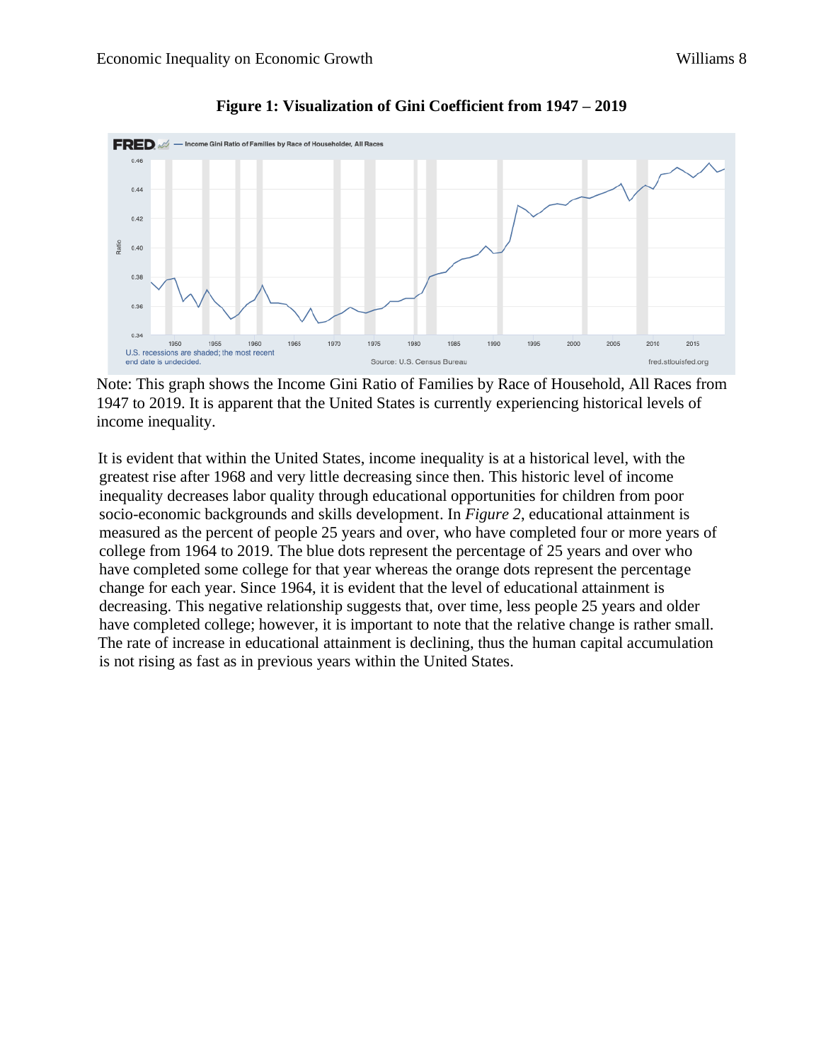**Figure 1: Visualization of Gini Coefficient from 1947 – 2019**

Note: This graph shows the Income Gini Ratio of Families by Race of Household, All Races from 1947 to 2019. It is apparent that the United States is currently experiencing historical levels of income inequality.

It is evident that within the United States, income inequality is at a historical level, with the greatest rise after 1968 and very little decreasing since then. This historic level of income inequality decreases labor quality through educational opportunities for children from poor socio-economic backgrounds and skills development. In *Figure 2*, educational attainment is measured as the percent of people 25 years and over, who have completed four or more years of college from 1964 to 2019. The blue dots represent the percentage of 25 years and over who have completed some college for that year whereas the orange dots represent the percentage change for each year. Since 1964, it is evident that the level of educational attainment is decreasing. This negative relationship suggests that, over time, less people 25 years and older have completed college; however, it is important to note that the relative change is rather small. The rate of increase in educational attainment is declining, thus the human capital accumulation is not rising as fast as in previous years within the United States.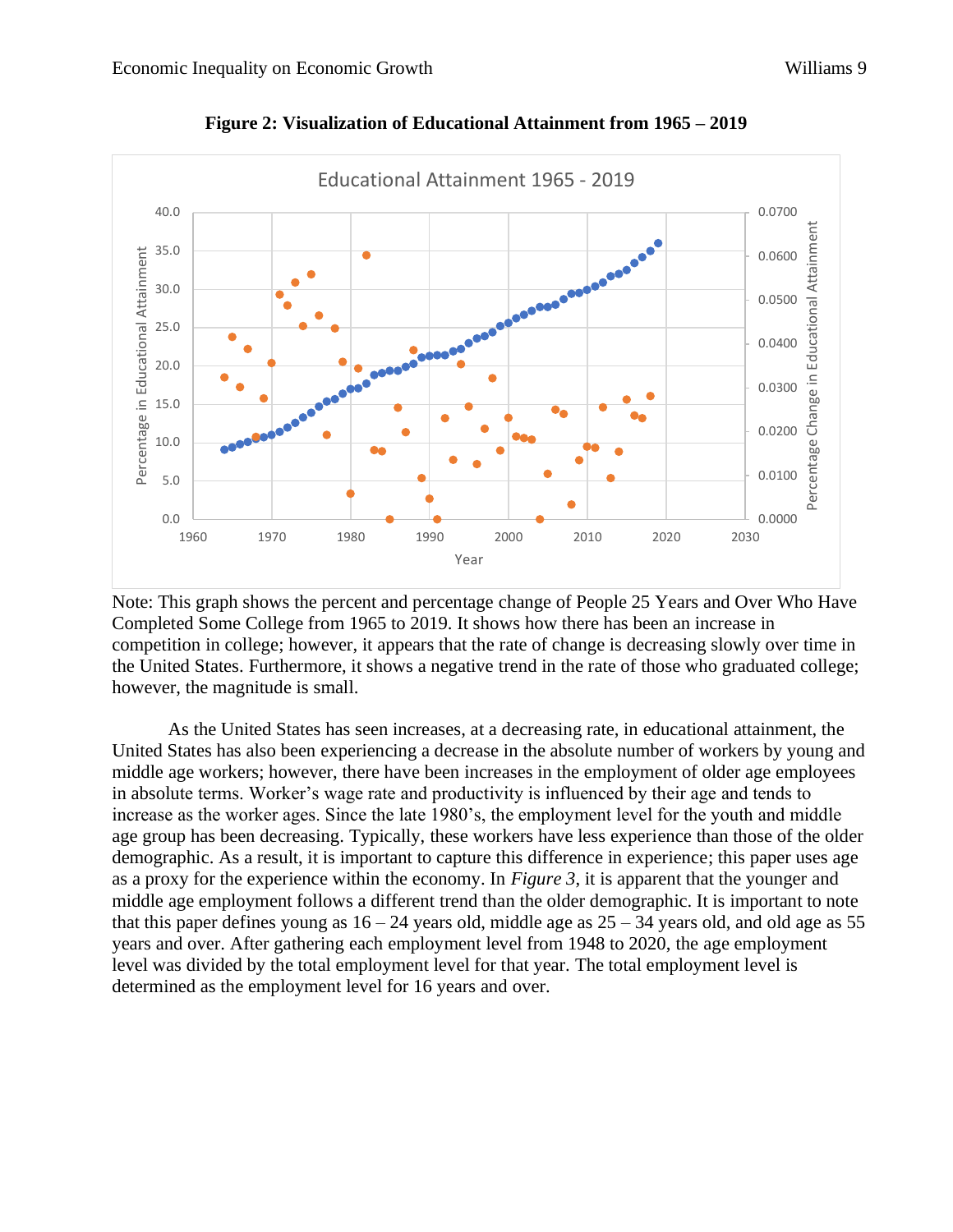**Figure 2: Visualization of Educational Attainment from 1965 – 2019**

Note: This graph shows the percent and percentage change of People 25 Years and Over Who Have Completed Some College from 1965 to 2019. It shows how there has been an increase in competition in college; however, it appears that the rate of change is decreasing slowly over time in the United States. Furthermore, it shows a negative trend in the rate of those who graduated college; however, the magnitude is small.

As the United States has seen increases, at a decreasing rate, in educational attainment, the United States has also been experiencing a decrease in the absolute number of workers by young and middle age workers; however, there have been increases in the employment of older age employees in absolute terms. Worker's wage rate and productivity is influenced by their age and tends to increase as the worker ages. Since the late 1980's, the employment level for the youth and middle age group has been decreasing. Typically, these workers have less experience than those of the older demographic. As a result, it is important to capture this difference in experience; this paper uses age as a proxy for the experience within the economy. In *Figure 3*, it is apparent that the younger and middle age employment follows a different trend than the older demographic. It is important to note that this paper defines young as 16 – 24 years old, middle age as 25 – 34 years old, and old age as 55 years and over. After gathering each employment level from 1948 to 2020, the age employment level was divided by the total employment level for that year. The total employment level is determined as the employment level for 16 years and over.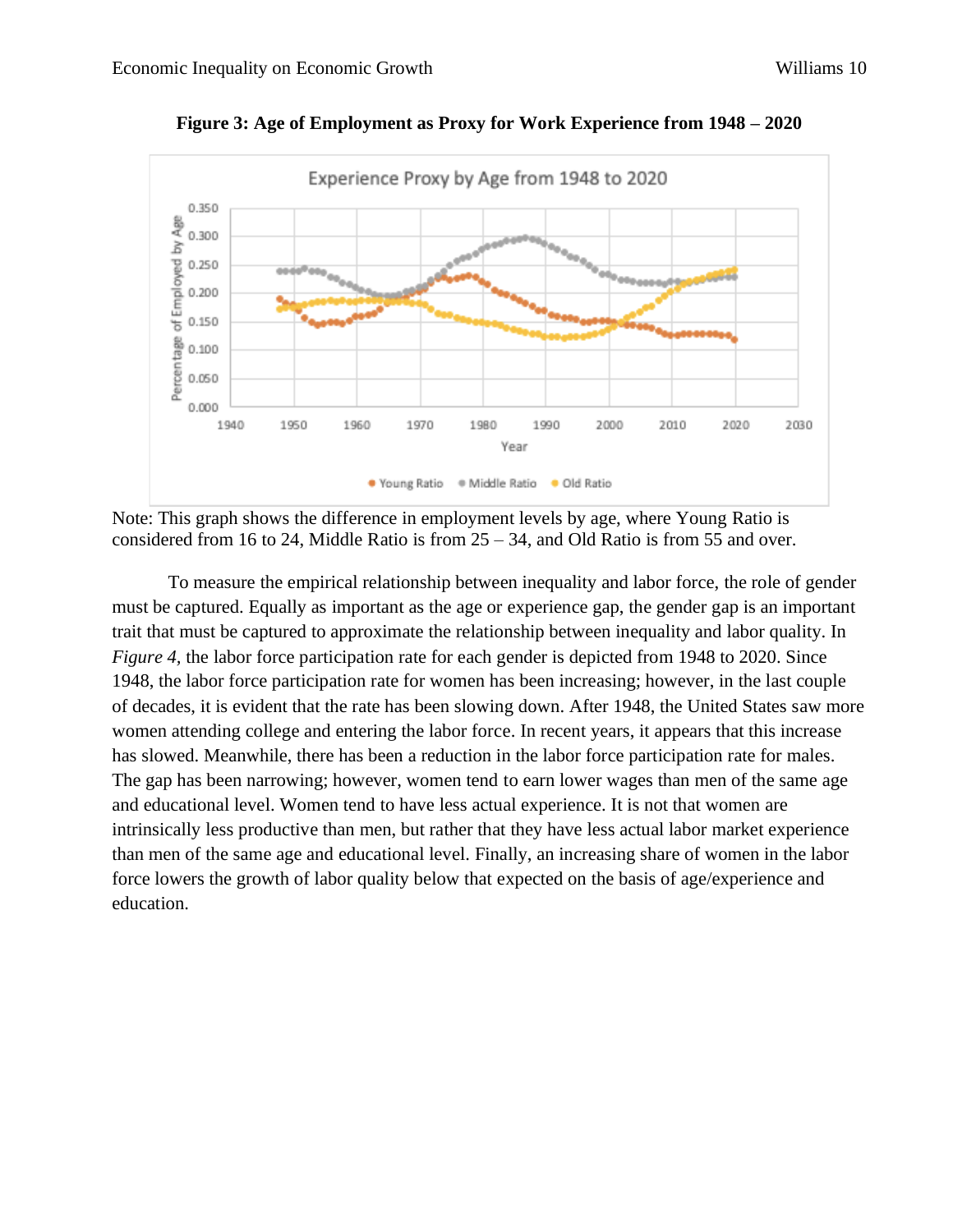**Figure 3: Age of Employment as Proxy for Work Experience from 1948 – 2020**

Note: This graph shows the difference in employment levels by age, where Young Ratio is considered from 16 to 24, Middle Ratio is from 25 – 34, and Old Ratio is from 55 and over.

To measure the empirical relationship between inequality and labor force, the role of gender must be captured. Equally as important as the age or experience gap, the gender gap is an important trait that must be captured to approximate the relationship between inequality and labor quality. In *Figure 4*, the labor force participation rate for each gender is depicted from 1948 to 2020. Since 1948, the labor force participation rate for women has been increasing; however, in the last couple of decades, it is evident that the rate has been slowing down. After 1948, the United States saw more women attending college and entering the labor force. In recent years, it appears that this increase has slowed. Meanwhile, there has been a reduction in the labor force participation rate for males. The gap has been narrowing; however, women tend to earn lower wages than men of the same age and educational level. Women tend to have less actual experience. It is not that women are intrinsically less productive than men, but rather that they have less actual labor market experience than men of the same age and educational level. Finally, an increasing share of women in the labor force lowers the growth of labor quality below that expected on the basis of age/experience and education.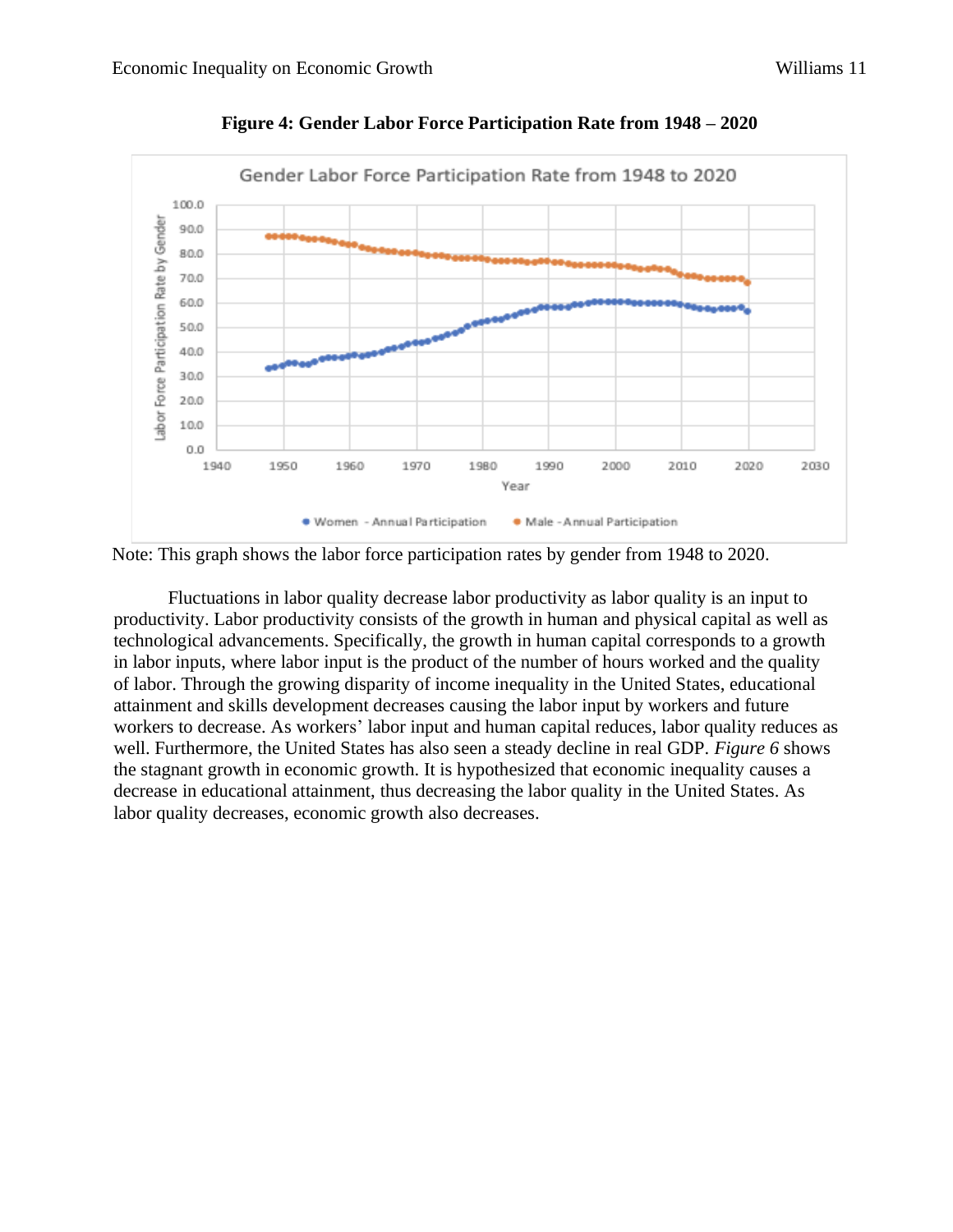**Figure 4: Gender Labor Force Participation Rate from 1948 – 2020**

Note: This graph shows the labor force participation rates by gender from 1948 to 2020.

Fluctuations in labor quality decrease labor productivity as labor quality is an input to productivity. Labor productivity consists of the growth in human and physical capital as well as technological advancements. Specifically, the growth in human capital corresponds to a growth in labor inputs, where labor input is the product of the number of hours worked and the quality of labor. Through the growing disparity of income inequality in the United States, educational attainment and skills development decreases causing the labor input by workers and future workers to decrease. As workers' labor input and human capital reduces, labor quality reduces as well. Furthermore, the United States has also seen a steady decline in real GDP. *Figure 6* shows the stagnant growth in economic growth. It is hypothesized that economic inequality causes a decrease in educational attainment, thus decreasing the labor quality in the United States. As labor quality decreases, economic growth also decreases.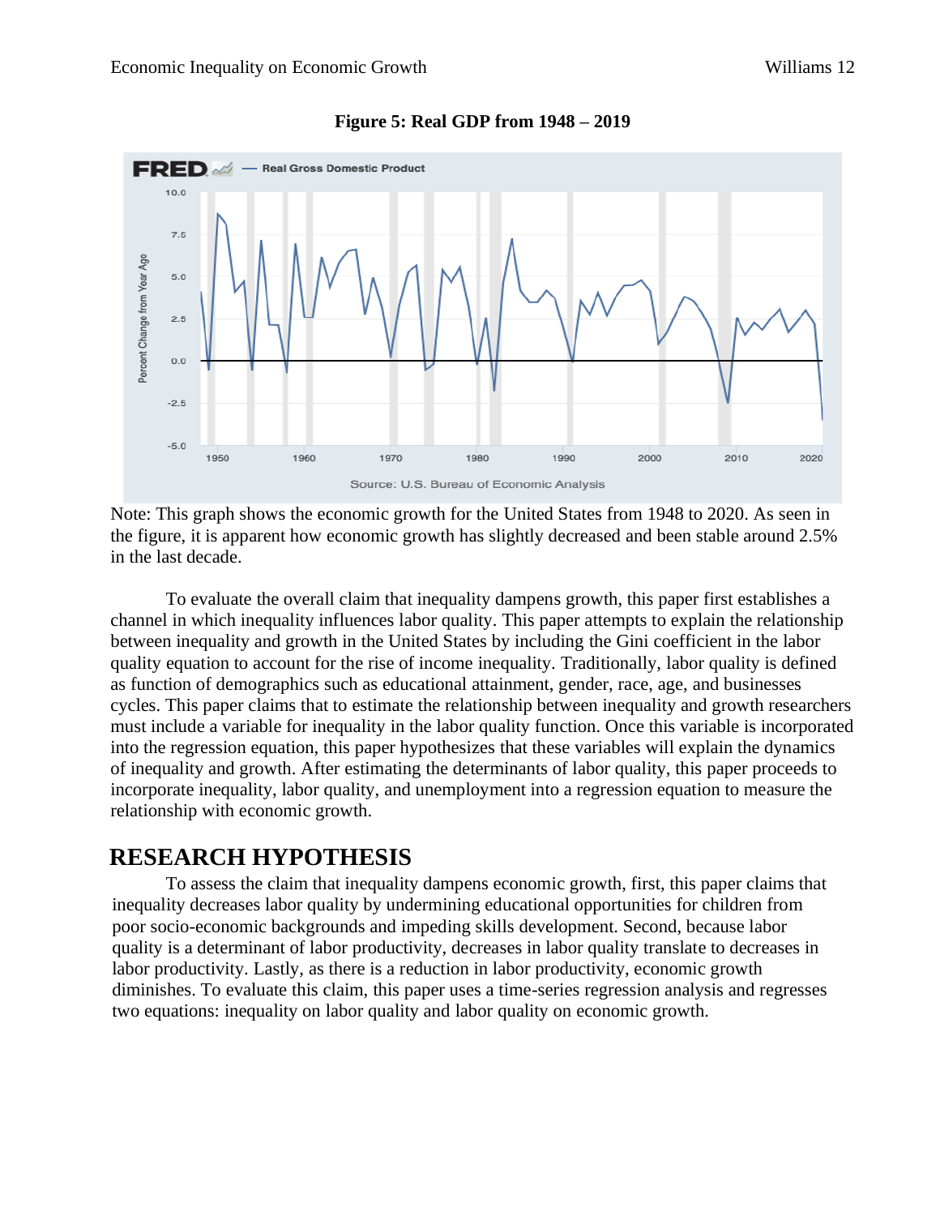**Figure 5: Real GDP from 1948 – 2019**

Note: This graph shows the economic growth for the United States from 1948 to 2020. As seen in the figure, it is apparent how economic growth has slightly decreased and been stable around 2.5% in the last decade.

To evaluate the overall claim that inequality dampens growth, this paper first establishes a channel in which inequality influences labor quality. This paper attempts to explain the relationship between inequality and growth in the United States by including the Gini coefficient in the labor quality equation to account for the rise of income inequality. Traditionally, labor quality is defined as function of demographics such as educational attainment, gender, race, age, and businesses cycles. This paper claims that to estimate the relationship between inequality and growth researchers must include a variable for inequality in the labor quality function. Once this variable is incorporated into the regression equation, this paper hypothesizes that these variables will explain the dynamics of inequality and growth. After estimating the determinants of labor quality, this paper proceeds to incorporate inequality, labor quality, and unemployment into a regression equation to measure the relationship with economic growth.

## RESEARCH HYPOTHESIS

To assess the claim that inequality dampens economic growth, first, this paper claims that inequality decreases labor quality by undermining educational opportunities for children from poor socio-economic backgrounds and impeding skills development. Second, because labor quality is a determinant of labor productivity, decreases in labor quality translate to decreases in labor productivity. Lastly, as there is a reduction in labor productivity, economic growth diminishes. To evaluate this claim, this paper uses a time-series regression analysis and regresses two equations: inequality on labor quality and labor quality on economic growth.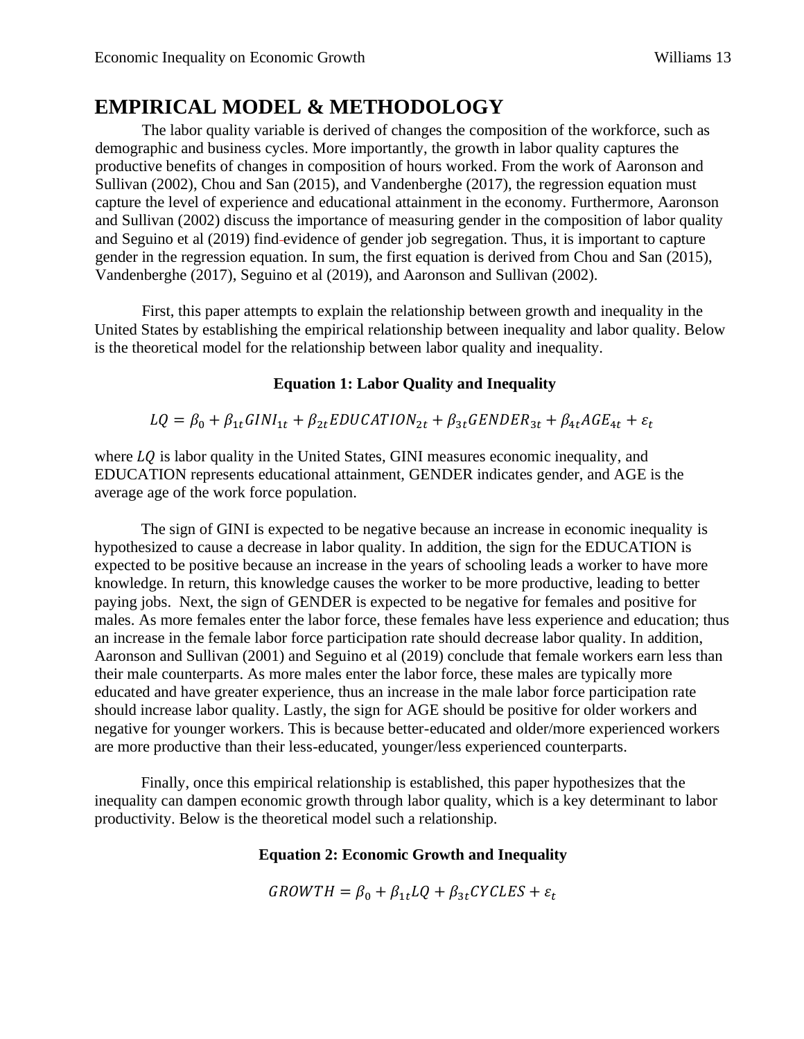# EMPIRICAL MODEL & METHODOLOGY

The labor quality variable is derived of changes the composition of the workforce, such as demographic and business cycles. More importantly, the growth in labor quality captures the productive benefits of changes in composition of hours worked. From the work of Aaronson and Sullivan (2002), Chou and San (2015), and Vandenberghe (2017), the regression equation must capture the level of experience and educational attainment in the economy. Furthermore, Aaronson and Sullivan (2002) discuss the importance of measuring gender in the composition of labor quality and Seguino et al (2019) find evidence of gender job segregation. Thus, it is important to capture gender in the regression equation. In sum, the first equation is derived from Chou and San (2015), Vandenberghe (2017), Seguino et al (2019), and Aaronson and Sullivan (2002).

First, this paper attempts to explain the relationship between growth and inequality in the United States by establishing the empirical relationship between inequality and labor quality. Below is the theoretical model for the relationship between labor quality and inequality.

**Equation 1: Labor Quality and Inequality**

$$LQ = \beta_0 + \beta_{1t}GINI_{1t} + \beta_{2t}EDUCATION_{2t} + \beta_{3t}GENDER_{3t} + \beta_{4t}AGE_{4t} + \varepsilon_t$$

where $LQ$ is labor quality in the United States, GINI measures economic inequality, and EDUCATION represents educational attainment, GENDER indicates gender, and AGE is the average age of the work force population.

The sign of GINI is expected to be negative because an increase in economic inequality is hypothesized to cause a decrease in labor quality. In addition, the sign for the EDUCATION is expected to be positive because an increase in the years of schooling leads a worker to have more knowledge. In return, this knowledge causes the worker to be more productive, leading to better paying jobs. Next, the sign of GENDER is expected to be negative for females and positive for males. As more females enter the labor force, these females have less experience and education; thus an increase in the female labor force participation rate should decrease labor quality. In addition, Aaronson and Sullivan (2001) and Seguino et al (2019) conclude that female workers earn less than their male counterparts. As more males enter the labor force, these males are typically more educated and have greater experience, thus an increase in the male labor force participation rate should increase labor quality. Lastly, the sign for AGE should be positive for older workers and negative for younger workers. This is because better-educated and older/more experienced workers are more productive than their less-educated, younger/less experienced counterparts.

Finally, once this empirical relationship is established, this paper hypothesizes that the inequality can dampen economic growth through labor quality, which is a key determinant to labor productivity. Below is the theoretical model such a relationship.

**Equation 2: Economic Growth and Inequality**

$$GROWTH = \beta_0 + \beta_{1t}LQ + \beta_{3t}CYCLES + \varepsilon_t$$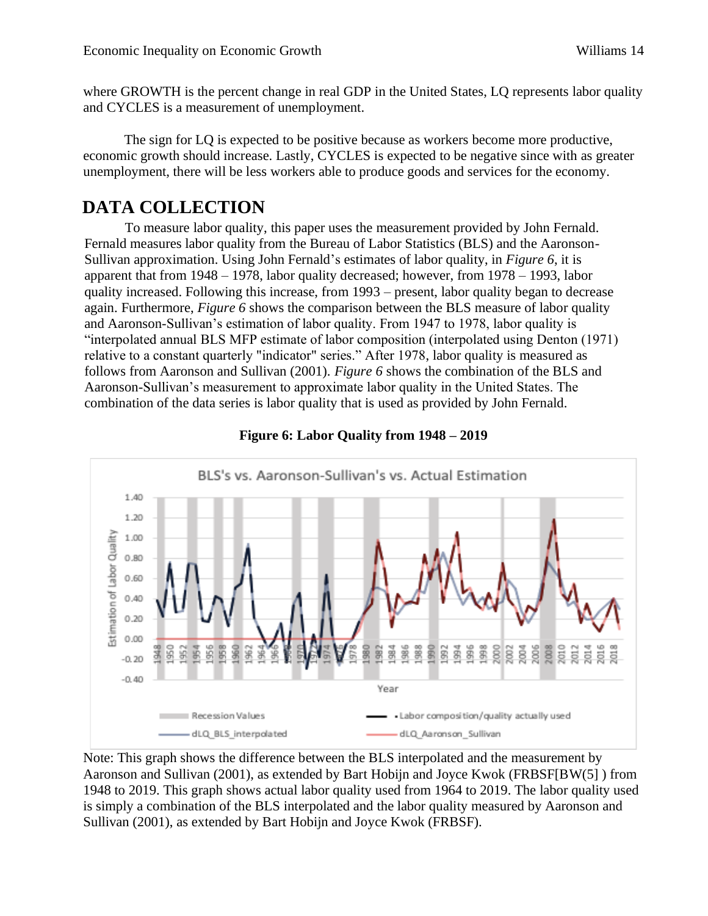where GROWTH is the percent change in real GDP in the United States, LQ represents labor quality and CYCLES is a measurement of unemployment.

The sign for LQ is expected to be positive because as workers become more productive, economic growth should increase. Lastly, CYCLES is expected to be negative since with as greater unemployment, there will be less workers able to produce goods and services for the economy.

# DATA COLLECTION

To measure labor quality, this paper uses the measurement provided by John Fernald. Fernald measures labor quality from the Bureau of Labor Statistics (BLS) and the Aaronson-Sullivan approximation. Using John Fernald's estimates of labor quality, in *Figure 6*, it is apparent that from 1948 – 1978, labor quality decreased; however, from 1978 – 1993, labor quality increased. Following this increase, from 1993 – present, labor quality began to decrease again. Furthermore, *Figure 6* shows the comparison between the BLS measure of labor quality and Aaronson-Sullivan's estimation of labor quality. From 1947 to 1978, labor quality is "interpolated annual BLS MFP estimate of labor composition (interpolated using Denton (1971) relative to a constant quarterly "indicator" series." After 1978, labor quality is measured as follows from Aaronson and Sullivan (2001). *Figure 6* shows the combination of the BLS and Aaronson-Sullivan's measurement to approximate labor quality in the United States. The combination of the data series is labor quality that is used as provided by John Fernald.

**Figure 6: Labor Quality from 1948 – 2019**

Note: This graph shows the difference between the BLS interpolated and the measurement by Aaronson and Sullivan (2001), as extended by Bart Hobijn and Joyce Kwok (FRBSF[BW(5] ) from 1948 to 2019. This graph shows actual labor quality used from 1964 to 2019. The labor quality used is simply a combination of the BLS interpolated and the labor quality measured by Aaronson and Sullivan (2001), as extended by Bart Hobijn and Joyce Kwok (FRBSF).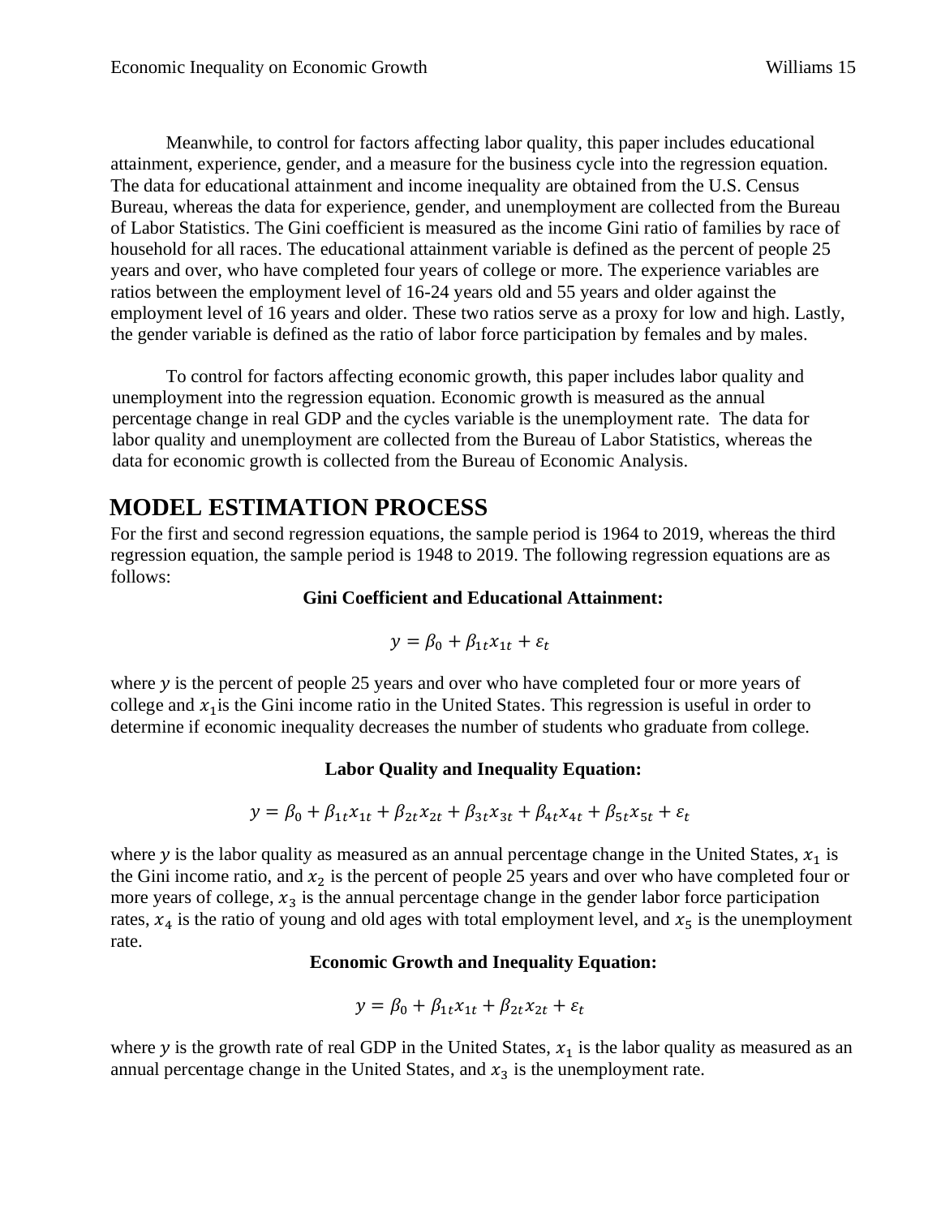Meanwhile, to control for factors affecting labor quality, this paper includes educational attainment, experience, gender, and a measure for the business cycle into the regression equation. The data for educational attainment and income inequality are obtained from the U.S. Census Bureau, whereas the data for experience, gender, and unemployment are collected from the Bureau of Labor Statistics. The Gini coefficient is measured as the income Gini ratio of families by race of household for all races. The educational attainment variable is defined as the percent of people 25 years and over, who have completed four years of college or more. The experience variables are ratios between the employment level of 16-24 years old and 55 years and older against the employment level of 16 years and older. These two ratios serve as a proxy for low and high. Lastly, the gender variable is defined as the ratio of labor force participation by females and by males.

To control for factors affecting economic growth, this paper includes labor quality and unemployment into the regression equation. Economic growth is measured as the annual percentage change in real GDP and the cycles variable is the unemployment rate. The data for labor quality and unemployment are collected from the Bureau of Labor Statistics, whereas the data for economic growth is collected from the Bureau of Economic Analysis.

## MODEL ESTIMATION PROCESS

For the first and second regression equations, the sample period is 1964 to 2019, whereas the third regression equation, the sample period is 1948 to 2019. The following regression equations are as follows:

**Gini Coefficient and Educational Attainment:**

$$y = \beta_0 + \beta_{1t}x_{1t} + \varepsilon_t$$

where $y$ is the percent of people 25 years and over who have completed four or more years of college and $x_1$is the Gini income ratio in the United States. This regression is useful in order to determine if economic inequality decreases the number of students who graduate from college.

**Labor Quality and Inequality Equation:**

$$y = \beta_0 + \beta_{1t}x_{1t} + \beta_{2t}x_{2t} + \beta_{3t}x_{3t} + \beta_{4t}x_{4t} + \beta_{5t}x_{5t} + \varepsilon_t$$

where $y$ is the labor quality as measured as an annual percentage change in the United States, $x_1$ is the Gini income ratio, and $x_2$ is the percent of people 25 years and over who have completed four or more years of college, $x_3$ is the annual percentage change in the gender labor force participation rates, $x_4$ is the ratio of young and old ages with total employment level, and $x_5$ is the unemployment rate.

**Economic Growth and Inequality Equation:**

$$y = \beta_0 + \beta_{1t}x_{1t} + \beta_{2t}x_{2t} + \varepsilon_t$$

where $y$ is the growth rate of real GDP in the United States, $x_1$ is the labor quality as measured as an annual percentage change in the United States, and $x_3$ is the unemployment rate.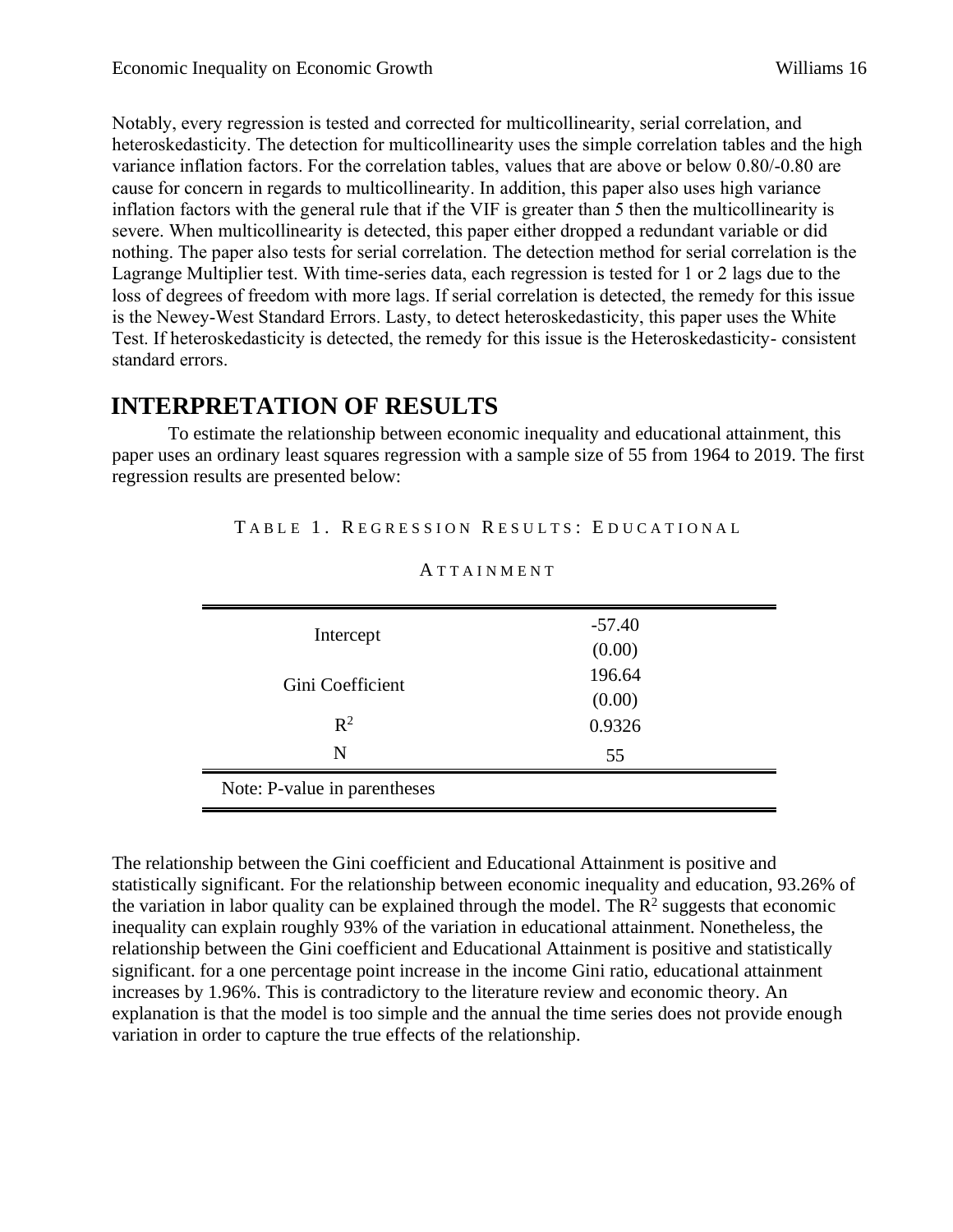Notably, every regression is tested and corrected for multicollinearity, serial correlation, and heteroskedasticity. The detection for multicollinearity uses the simple correlation tables and the high variance inflation factors. For the correlation tables, values that are above or below 0.80/-0.80 are cause for concern in regards to multicollinearity. In addition, this paper also uses high variance inflation factors with the general rule that if the VIF is greater than 5 then the multicollinearity is severe. When multicollinearity is detected, this paper either dropped a redundant variable or did nothing. The paper also tests for serial correlation. The detection method for serial correlation is the Lagrange Multiplier test. With time-series data, each regression is tested for 1 or 2 lags due to the loss of degrees of freedom with more lags. If serial correlation is detected, the remedy for this issue is the Newey-West Standard Errors. Lasty, to detect heteroskedasticity, this paper uses the White Test. If heteroskedasticity is detected, the remedy for this issue is the Heteroskedasticity- consistent standard errors.

# INTERPRETATION OF RESULTS

To estimate the relationship between economic inequality and educational attainment, this paper uses an ordinary least squares regression with a sample size of 55 from 1964 to 2019. The first regression results are presented below:

TABLE 1. REGRESSION RESULTS: EDUCATIONAL ATTAINMENT

| | |
|---|---|
| Intercept | -57.40 <br> (0.00) |
| Gini Coefficient | 196.64 <br> (0.00) |
| $R^2$ | 0.9326 |
| N | 55 |

Note: P-value in parentheses

The relationship between the Gini coefficient and Educational Attainment is positive and statistically significant. For the relationship between economic inequality and education, 93.26% of the variation in labor quality can be explained through the model. The $R^2$ suggests that economic inequality can explain roughly 93% of the variation in educational attainment. Nonetheless, the relationship between the Gini coefficient and Educational Attainment is positive and statistically significant. for a one percentage point increase in the income Gini ratio, educational attainment increases by 1.96%. This is contradictory to the literature review and economic theory. An explanation is that the model is too simple and the annual the time series does not provide enough variation in order to capture the true effects of the relationship.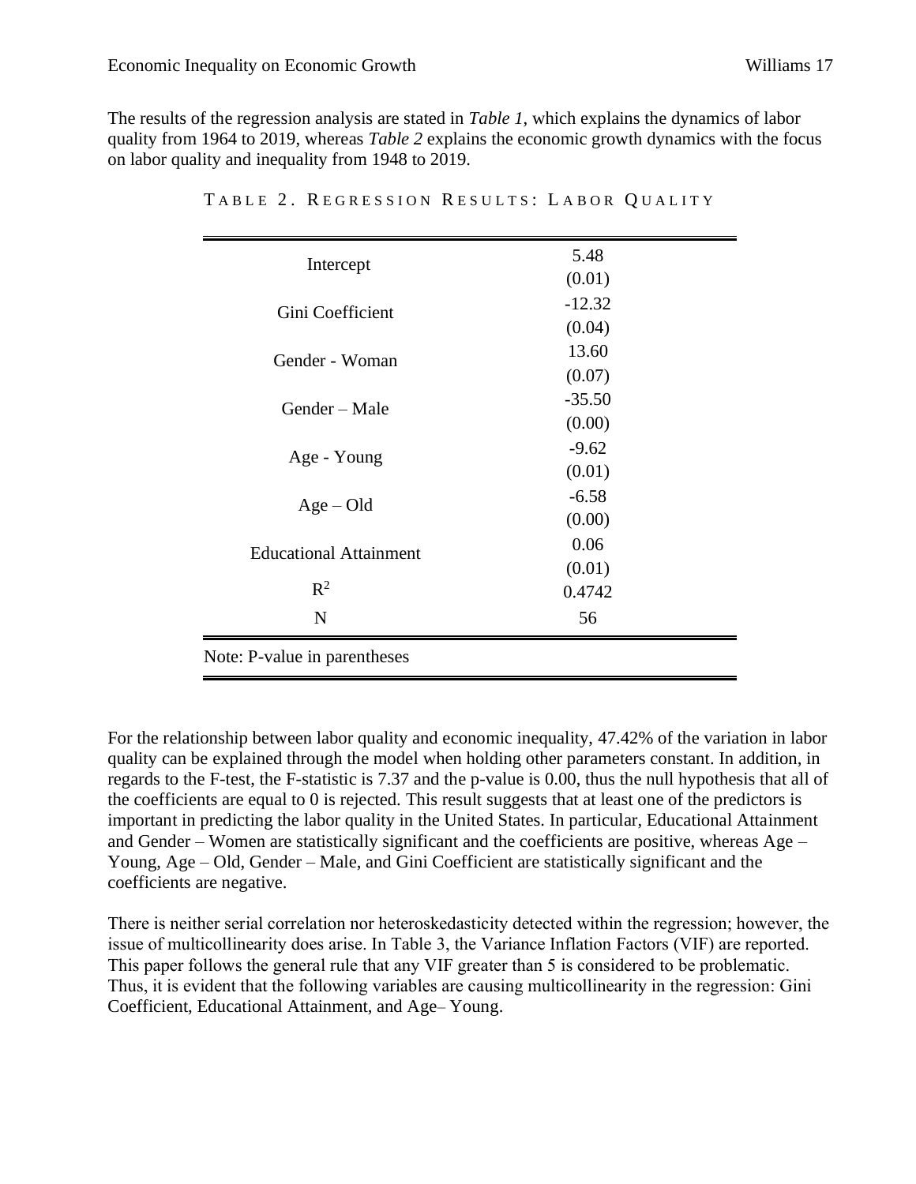The results of the regression analysis are stated in *Table 1*, which explains the dynamics of labor quality from 1964 to 2019, whereas *Table 2* explains the economic growth dynamics with the focus on labor quality and inequality from 1948 to 2019.

TABLE 2. REGRESSION RESULTS: LABOR QUALITY

| | |
|---|---|
| Intercept | 5.48 (0.01) |
| Gini Coefficient | -12.32 (0.04) |
| Gender - Woman | 13.60 (0.07) |
| Gender – Male | -35.50 (0.00) |
| Age - Young | -9.62 (0.01) |
| Age – Old | -6.58 (0.00) |
| Educational Attainment | 0.06 (0.01) |
| $R^2$ | 0.4742 |
| N | 56 |

Note: P-value in parentheses

For the relationship between labor quality and economic inequality, 47.42% of the variation in labor quality can be explained through the model when holding other parameters constant. In addition, in regards to the F-test, the F-statistic is 7.37 and the p-value is 0.00, thus the null hypothesis that all of the coefficients are equal to 0 is rejected. This result suggests that at least one of the predictors is important in predicting the labor quality in the United States. In particular, Educational Attainment and Gender – Women are statistically significant and the coefficients are positive, whereas Age – Young, Age – Old, Gender – Male, and Gini Coefficient are statistically significant and the coefficients are negative.

There is neither serial correlation nor heteroskedasticity detected within the regression; however, the issue of multicollinearity does arise. In Table 3, the Variance Inflation Factors (VIF) are reported. This paper follows the general rule that any VIF greater than 5 is considered to be problematic. Thus, it is evident that the following variables are causing multicollinearity in the regression: Gini Coefficient, Educational Attainment, and Age– Young.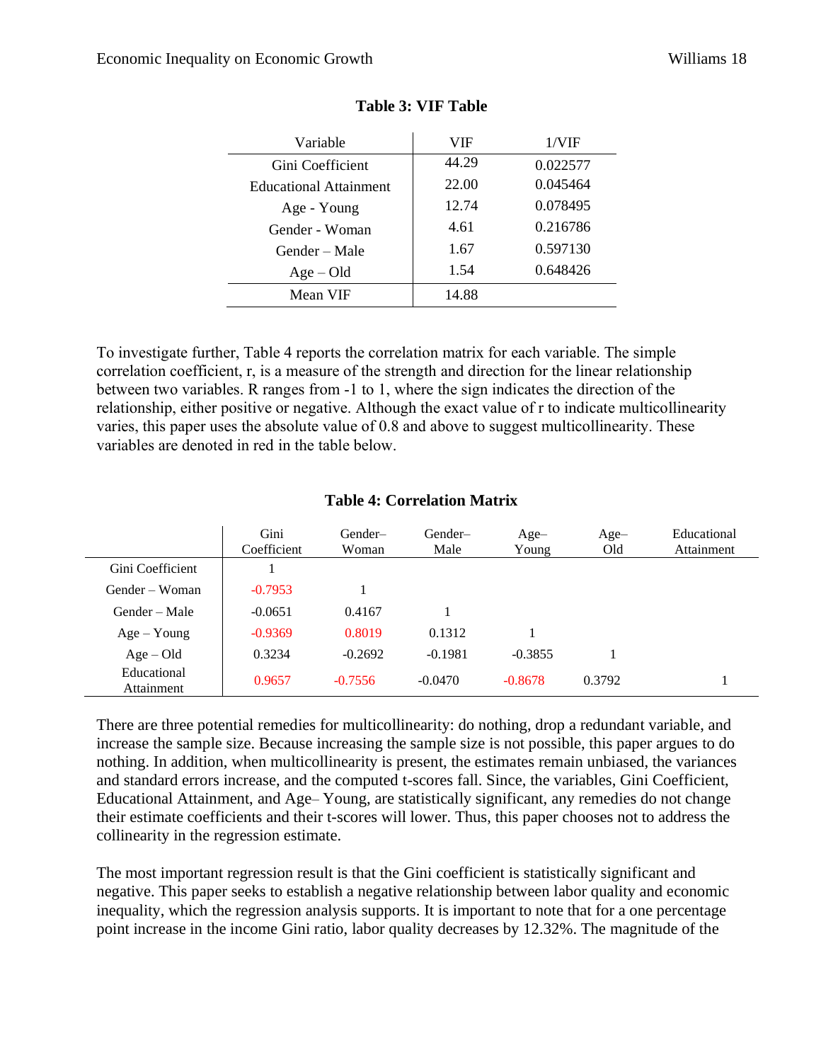**Table 3: VIF Table**

| Variable | VIF | 1/VIF |
|---|---|---|
| Gini Coefficient | 44.29 | 0.022577 |
| Educational Attainment | 22.00 | 0.045464 |
| Age - Young | 12.74 | 0.078495 |
| Gender - Woman | 4.61 | 0.216786 |
| Gender – Male | 1.67 | 0.597130 |
| Age – Old | 1.54 | 0.648426 |
| Mean VIF | 14.88 | |

To investigate further, Table 4 reports the correlation matrix for each variable. The simple correlation coefficient, r, is a measure of the strength and direction for the linear relationship between two variables. R ranges from -1 to 1, where the sign indicates the direction of the relationship, either positive or negative. Although the exact value of r to indicate multicollinearity varies, this paper uses the absolute value of 0.8 and above to suggest multicollinearity. These variables are denoted in red in the table below.

**Table 4: Correlation Matrix**

| | Gini Coefficient | Gender– Woman | Gender– Male | Age– Young | Age– Old | Educational Attainment |
|---|---|---|---|---|---|---|
| Gini Coefficient | 1 | | | | | |
| Gender – Woman | -0.7953 | 1 | | | | |
| Gender – Male | -0.0651 | 0.4167 | 1 | | | |
| Age – Young | -0.9369 | 0.8019 | 0.1312 | 1 | | |
| Age – Old | 0.3234 | -0.2692 | -0.1981 | -0.3855 | 1 | |
| Educational Attainment | 0.9657 | -0.7556 | -0.0470 | -0.8678 | 0.3792 | 1 |

There are three potential remedies for multicollinearity: do nothing, drop a redundant variable, and increase the sample size. Because increasing the sample size is not possible, this paper argues to do nothing. In addition, when multicollinearity is present, the estimates remain unbiased, the variances and standard errors increase, and the computed t-scores fall. Since, the variables, Gini Coefficient, Educational Attainment, and Age– Young, are statistically significant, any remedies do not change their estimate coefficients and their t-scores will lower. Thus, this paper chooses not to address the collinearity in the regression estimate.

The most important regression result is that the Gini coefficient is statistically significant and negative. This paper seeks to establish a negative relationship between labor quality and economic inequality, which the regression analysis supports. It is important to note that for a one percentage point increase in the income Gini ratio, labor quality decreases by 12.32%. The magnitude of the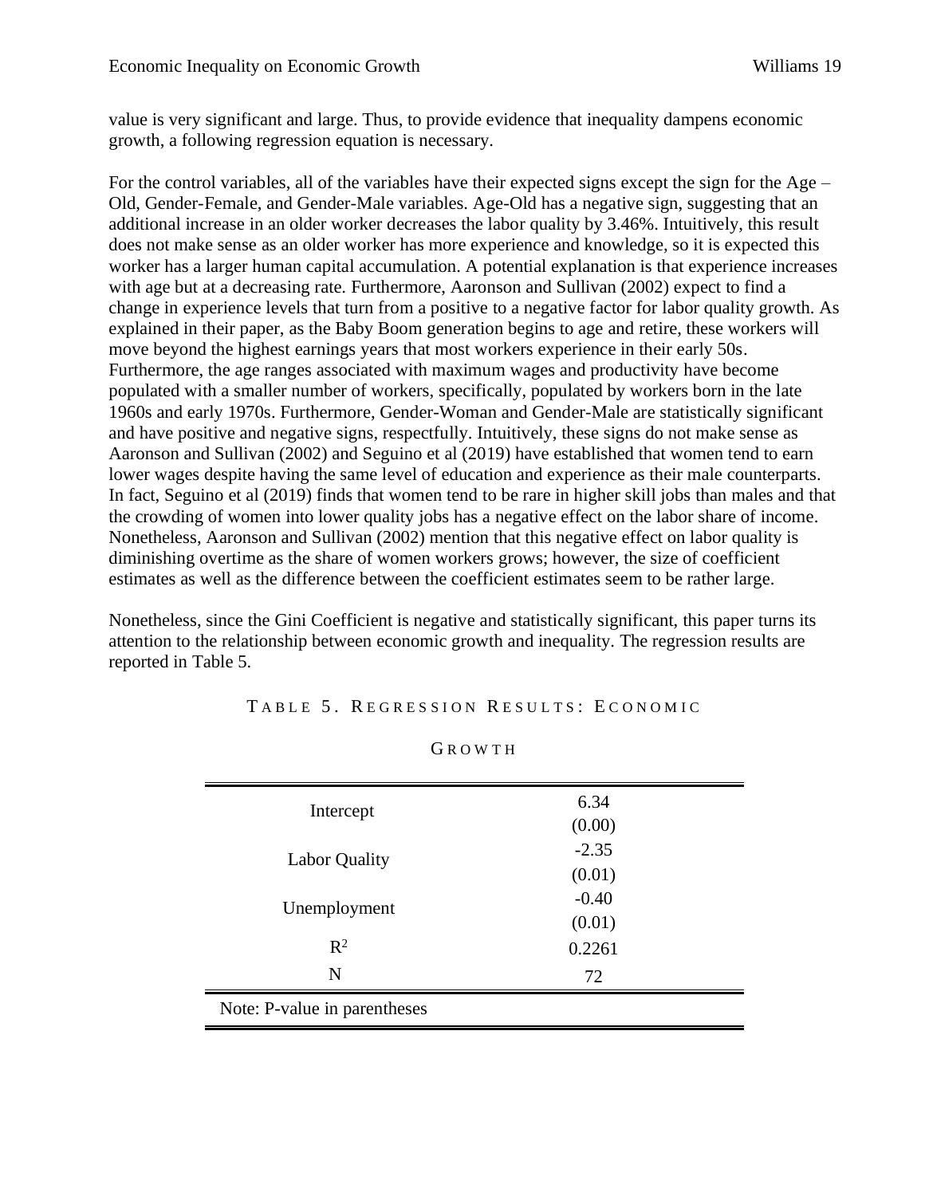value is very significant and large. Thus, to provide evidence that inequality dampens economic growth, a following regression equation is necessary.

For the control variables, all of the variables have their expected signs except the sign for the Age – Old, Gender-Female, and Gender-Male variables. Age-Old has a negative sign, suggesting that an additional increase in an older worker decreases the labor quality by 3.46%. Intuitively, this result does not make sense as an older worker has more experience and knowledge, so it is expected this worker has a larger human capital accumulation. A potential explanation is that experience increases with age but at a decreasing rate. Furthermore, Aaronson and Sullivan (2002) expect to find a change in experience levels that turn from a positive to a negative factor for labor quality growth. As explained in their paper, as the Baby Boom generation begins to age and retire, these workers will move beyond the highest earnings years that most workers experience in their early 50s. Furthermore, the age ranges associated with maximum wages and productivity have become populated with a smaller number of workers, specifically, populated by workers born in the late 1960s and early 1970s. Furthermore, Gender-Woman and Gender-Male are statistically significant and have positive and negative signs, respectfully. Intuitively, these signs do not make sense as Aaronson and Sullivan (2002) and Seguino et al (2019) have established that women tend to earn lower wages despite having the same level of education and experience as their male counterparts. In fact, Seguino et al (2019) finds that women tend to be rare in higher skill jobs than males and that the crowding of women into lower quality jobs has a negative effect on the labor share of income. Nonetheless, Aaronson and Sullivan (2002) mention that this negative effect on labor quality is diminishing overtime as the share of women workers grows; however, the size of coefficient estimates as well as the difference between the coefficient estimates seem to be rather large.

Nonetheless, since the Gini Coefficient is negative and statistically significant, this paper turns its attention to the relationship between economic growth and inequality. The regression results are reported in Table 5.

TABLE 5. REGRESSION RESULTS: ECONOMIC GROWTH

| | |
|---|---|
| Intercept | 6.34<br>(0.00) |
| Labor Quality | -2.35<br>(0.01) |
| Unemployment | -0.40<br>(0.01) |
| $R^2$ | 0.2261 |
| N | 72 |

Note: P-value in parentheses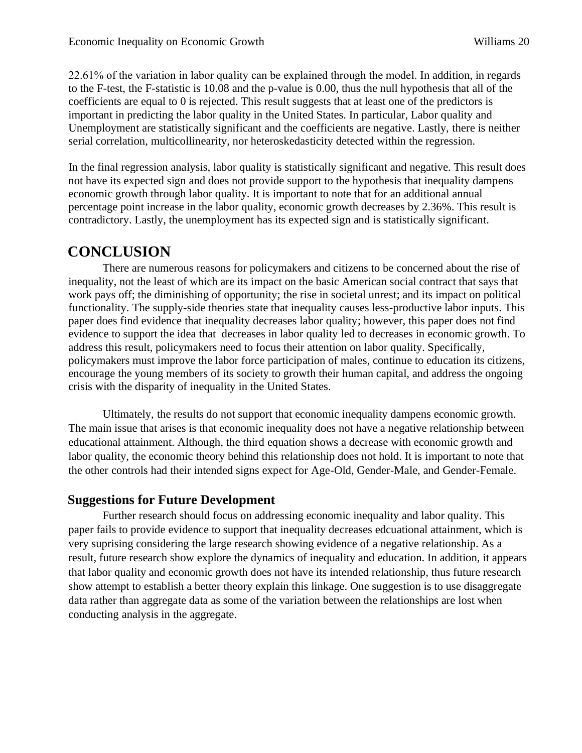22.61% of the variation in labor quality can be explained through the model. In addition, in regards to the F-test, the F-statistic is 10.08 and the p-value is 0.00, thus the null hypothesis that all of the coefficients are equal to 0 is rejected. This result suggests that at least one of the predictors is important in predicting the labor quality in the United States. In particular, Labor quality and Unemployment are statistically significant and the coefficients are negative. Lastly, there is neither serial correlation, multicollinearity, nor heteroskedasticity detected within the regression.

In the final regression analysis, labor quality is statistically significant and negative. This result does not have its expected sign and does not provide support to the hypothesis that inequality dampens economic growth through labor quality. It is important to note that for an additional annual percentage point increase in the labor quality, economic growth decreases by 2.36%. This result is contradictory. Lastly, the unemployment has its expected sign and is statistically significant.

# CONCLUSION

There are numerous reasons for policymakers and citizens to be concerned about the rise of inequality, not the least of which are its impact on the basic American social contract that says that work pays off; the diminishing of opportunity; the rise in societal unrest; and its impact on political functionality. The supply-side theories state that inequality causes less-productive labor inputs. This paper does find evidence that inequality decreases labor quality; however, this paper does not find evidence to support the idea that decreases in labor quality led to decreases in economic growth. To address this result, policymakers need to focus their attention on labor quality. Specifically, policymakers must improve the labor force participation of males, continue to education its citizens, encourage the young members of its society to growth their human capital, and address the ongoing crisis with the disparity of inequality in the United States.

Ultimately, the results do not support that economic inequality dampens economic growth. The main issue that arises is that economic inequality does not have a negative relationship between educational attainment. Although, the third equation shows a decrease with economic growth and labor quality, the economic theory behind this relationship does not hold. It is important to note that the other controls had their intended signs expect for Age-Old, Gender-Male, and Gender-Female.

## Suggestions for Future Development

Further research should focus on addressing economic inequality and labor quality. This paper fails to provide evidence to support that inequality decreases edcuational attainment, which is very suprising considering the large research showing evidence of a negative relationship. As a result, future research show explore the dynamics of inequality and education. In addition, it appears that labor quality and economic growth does not have its intended relationship, thus future research show attempt to establish a better theory explain this linkage. One suggestion is to use disaggregate data rather than aggregate data as some of the variation between the relationships are lost when conducting analysis in the aggregate.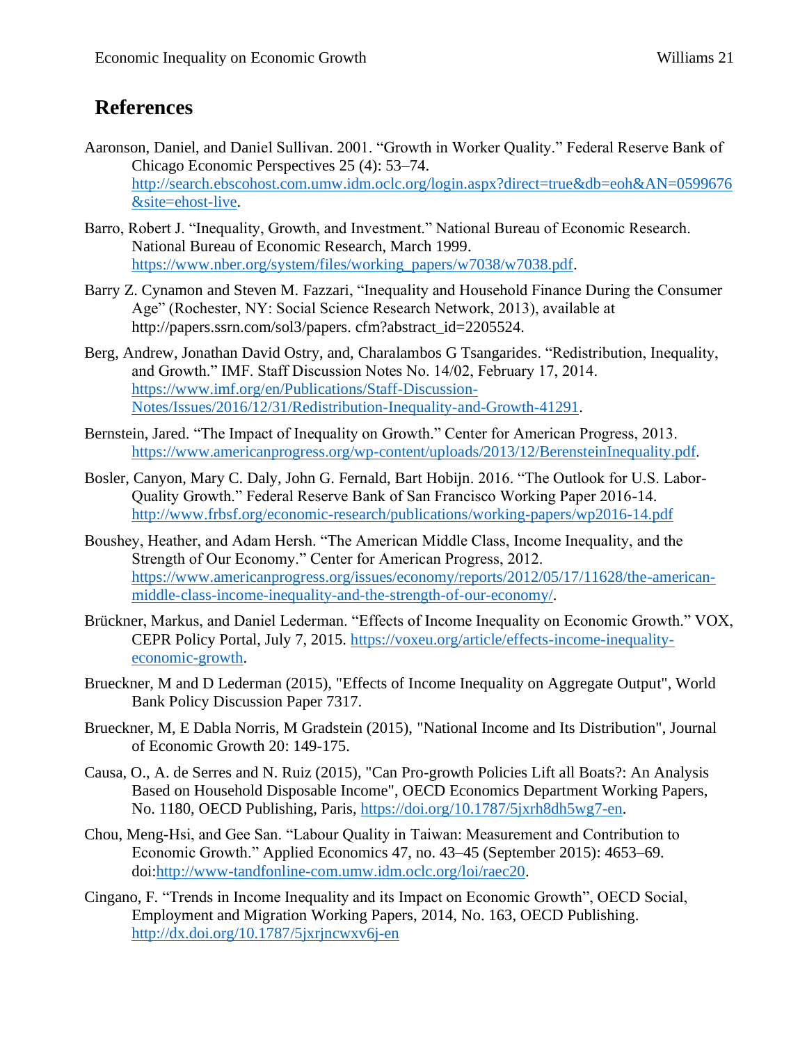# References

Aaronson, Daniel, and Daniel Sullivan. 2001. "Growth in Worker Quality." Federal Reserve Bank of Chicago Economic Perspectives 25 (4): 53–74. http://search.ebscohost.com.umw.idm.oclc.org/login.aspx?direct=true&db=eoh&AN=0599676&site=ehost-live.

Barro, Robert J. "Inequality, Growth, and Investment." National Bureau of Economic Research. National Bureau of Economic Research, March 1999. https://www.nber.org/system/files/working_papers/w7038/w7038.pdf.

Barry Z. Cynamon and Steven M. Fazzari, "Inequality and Household Finance During the Consumer Age" (Rochester, NY: Social Science Research Network, 2013), available at http://papers.ssrn.com/sol3/papers. cfm?abstract_id=2205524.

Berg, Andrew, Jonathan David Ostry, and, Charalambos G Tsangarides. "Redistribution, Inequality, and Growth." IMF. Staff Discussion Notes No. 14/02, February 17, 2014. https://www.imf.org/en/Publications/Staff-Discussion-Notes/Issues/2016/12/31/Redistribution-Inequality-and-Growth-41291.

Bernstein, Jared. "The Impact of Inequality on Growth." Center for American Progress, 2013. https://www.americanprogress.org/wp-content/uploads/2013/12/BerensteinInequality.pdf.

Bosler, Canyon, Mary C. Daly, John G. Fernald, Bart Hobijn. 2016. "The Outlook for U.S. Labor-Quality Growth." Federal Reserve Bank of San Francisco Working Paper 2016-14. http://www.frbsf.org/economic-research/publications/working-papers/wp2016-14.pdf

Boushey, Heather, and Adam Hersh. "The American Middle Class, Income Inequality, and the Strength of Our Economy." Center for American Progress, 2012. https://www.americanprogress.org/issues/economy/reports/2012/05/17/11628/the-american-middle-class-income-inequality-and-the-strength-of-our-economy/.

Brückner, Markus, and Daniel Lederman. "Effects of Income Inequality on Economic Growth." VOX, CEPR Policy Portal, July 7, 2015. https://voxeu.org/article/effects-income-inequality-economic-growth.

Brueckner, M and D Lederman (2015), "Effects of Income Inequality on Aggregate Output", World Bank Policy Discussion Paper 7317.

Brueckner, M, E Dabla Norris, M Gradstein (2015), "National Income and Its Distribution", Journal of Economic Growth 20: 149-175.

Causa, O., A. de Serres and N. Ruiz (2015), "Can Pro-growth Policies Lift all Boats?: An Analysis Based on Household Disposable Income", OECD Economics Department Working Papers, No. 1180, OECD Publishing, Paris, https://doi.org/10.1787/5jxrh8dh5wg7-en.

Chou, Meng-Hsi, and Gee San. "Labour Quality in Taiwan: Measurement and Contribution to Economic Growth." Applied Economics 47, no. 43–45 (September 2015): 4653–69. doi:http://www-tandfonline-com.umw.idm.oclc.org/loi/raec20.

Cingano, F. "Trends in Income Inequality and its Impact on Economic Growth", OECD Social, Employment and Migration Working Papers, 2014, No. 163, OECD Publishing. http://dx.doi.org/10.1787/5jxrjncwxv6j-en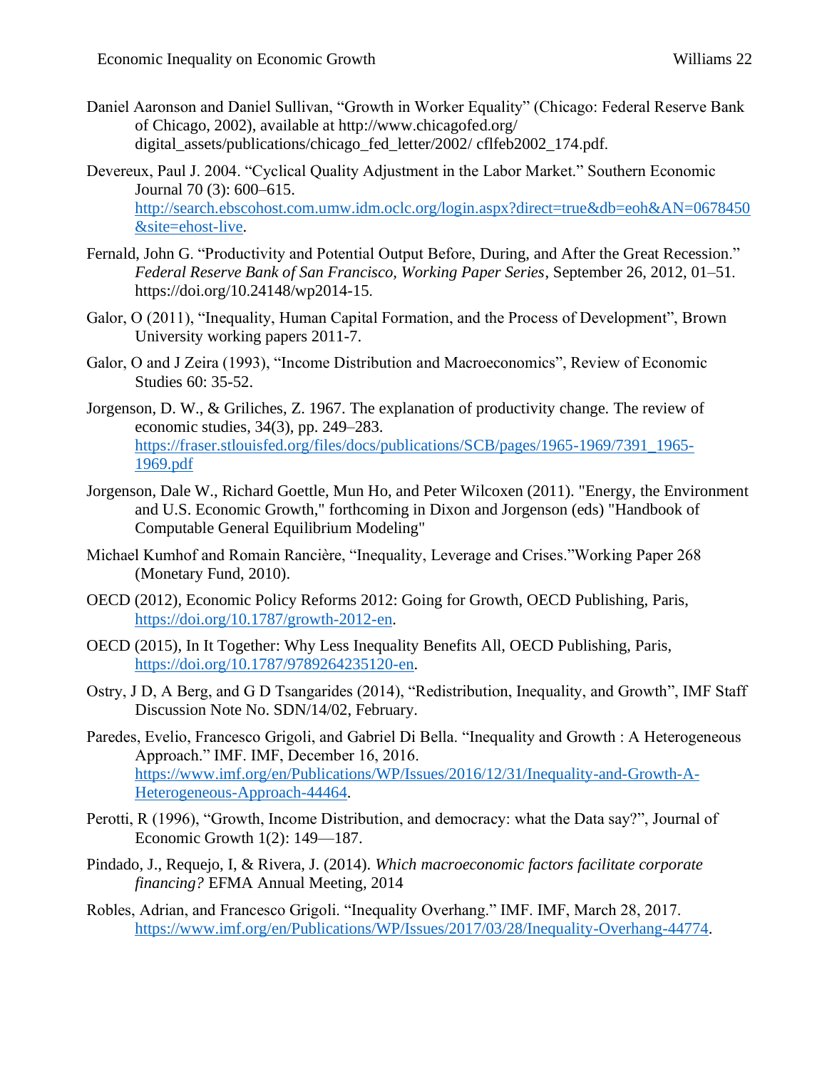Daniel Aaronson and Daniel Sullivan, "Growth in Worker Equality" (Chicago: Federal Reserve Bank of Chicago, 2002), available at http://www.chicagofed.org/ digital_assets/publications/chicago_fed_letter/2002/ cflfeb2002_174.pdf.

Devereux, Paul J. 2004. "Cyclical Quality Adjustment in the Labor Market." Southern Economic Journal 70 (3): 600–615. http://search.ebscohost.com.umw.idm.oclc.org/login.aspx?direct=true&db=eoh&AN=0678450&site=ehost-live.

Fernald, John G. "Productivity and Potential Output Before, During, and After the Great Recession." *Federal Reserve Bank of San Francisco, Working Paper Series*, September 26, 2012, 01–51. https://doi.org/10.24148/wp2014-15.

Galor, O (2011), "Inequality, Human Capital Formation, and the Process of Development", Brown University working papers 2011-7.

Galor, O and J Zeira (1993), "Income Distribution and Macroeconomics", Review of Economic Studies 60: 35-52.

Jorgenson, D. W., & Griliches, Z. 1967. The explanation of productivity change. The review of economic studies, 34(3), pp. 249–283. https://fraser.stlouisfed.org/files/docs/publications/SCB/pages/1965-1969/7391_1965-1969.pdf

Jorgenson, Dale W., Richard Goettle, Mun Ho, and Peter Wilcoxen (2011). "Energy, the Environment and U.S. Economic Growth," forthcoming in Dixon and Jorgenson (eds) "Handbook of Computable General Equilibrium Modeling"

Michael Kumhof and Romain Rancière, "Inequality, Leverage and Crises."Working Paper 268 (Monetary Fund, 2010).

OECD (2012), Economic Policy Reforms 2012: Going for Growth, OECD Publishing, Paris, https://doi.org/10.1787/growth-2012-en.

OECD (2015), In It Together: Why Less Inequality Benefits All, OECD Publishing, Paris, https://doi.org/10.1787/9789264235120-en.

Ostry, J D, A Berg, and G D Tsangarides (2014), "Redistribution, Inequality, and Growth", IMF Staff Discussion Note No. SDN/14/02, February.

Paredes, Evelio, Francesco Grigoli, and Gabriel Di Bella. "Inequality and Growth : A Heterogeneous Approach." IMF. IMF, December 16, 2016. https://www.imf.org/en/Publications/WP/Issues/2016/12/31/Inequality-and-Growth-A-Heterogeneous-Approach-44464.

Perotti, R (1996), "Growth, Income Distribution, and democracy: what the Data say?", Journal of Economic Growth 1(2): 149—187.

Pindado, J., Requejo, I, & Rivera, J. (2014). *Which macroeconomic factors facilitate corporate financing?* EFMA Annual Meeting, 2014

Robles, Adrian, and Francesco Grigoli. "Inequality Overhang." IMF. IMF, March 28, 2017. https://www.imf.org/en/Publications/WP/Issues/2017/03/28/Inequality-Overhang-44774.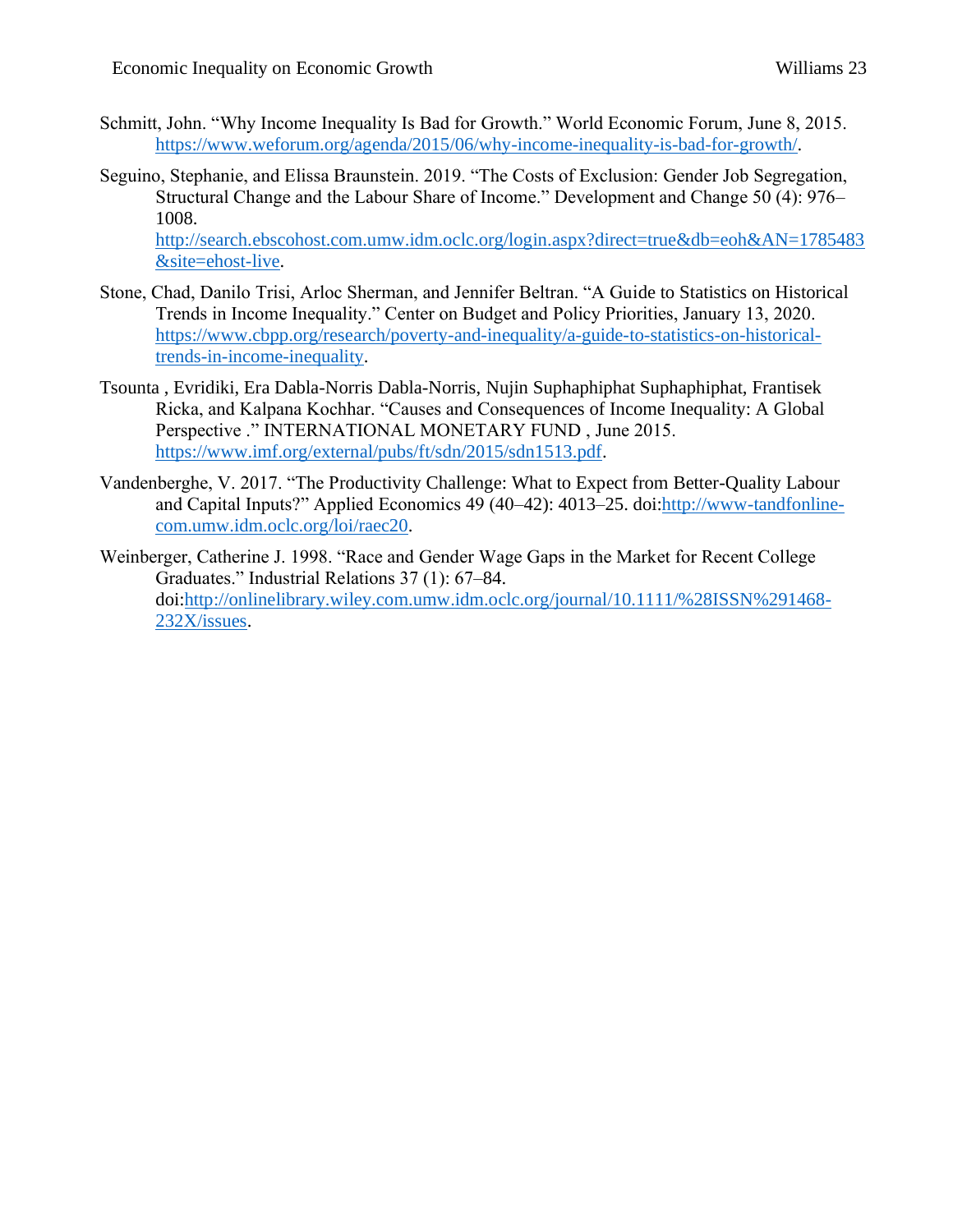Schmitt, John. "Why Income Inequality Is Bad for Growth." World Economic Forum, June 8, 2015. https://www.weforum.org/agenda/2015/06/why-income-inequality-is-bad-for-growth/.

Seguino, Stephanie, and Elissa Braunstein. 2019. "The Costs of Exclusion: Gender Job Segregation, Structural Change and the Labour Share of Income." Development and Change 50 (4): 976–1008. http://search.ebscohost.com.umw.idm.oclc.org/login.aspx?direct=true&db=eoh&AN=1785483&site=ehost-live.

Stone, Chad, Danilo Trisi, Arloc Sherman, and Jennifer Beltran. "A Guide to Statistics on Historical Trends in Income Inequality." Center on Budget and Policy Priorities, January 13, 2020. https://www.cbpp.org/research/poverty-and-inequality/a-guide-to-statistics-on-historical-trends-in-income-inequality.

Tsounta , Evridiki, Era Dabla-Norris Dabla-Norris, Nujin Suphaphiphat Suphaphiphat, Frantisek Ricka, and Kalpana Kochhar. "Causes and Consequences of Income Inequality: A Global Perspective ." INTERNATIONAL MONETARY FUND , June 2015. https://www.imf.org/external/pubs/ft/sdn/2015/sdn1513.pdf.

Vandenberghe, V. 2017. "The Productivity Challenge: What to Expect from Better-Quality Labour and Capital Inputs?" Applied Economics 49 (40–42): 4013–25. doi:http://www-tandfonline-com.umw.idm.oclc.org/loi/raec20.

Weinberger, Catherine J. 1998. "Race and Gender Wage Gaps in the Market for Recent College Graduates." Industrial Relations 37 (1): 67–84. doi:http://onlinelibrary.wiley.com.umw.idm.oclc.org/journal/10.1111/%28ISSN%291468-232X/issues.